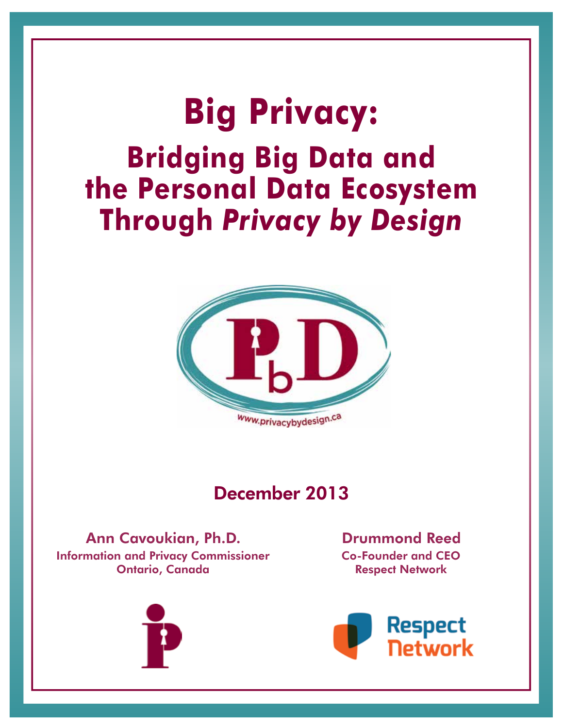# Big Privacy:

## Bridging Big Data and the Personal Data Ecosystem Through *Privacy by Design*

www.privacybydesign.ca

December 2013

**Ann Cavoukian, Ph.D.**
Information and Privacy Commissioner
Ontario, Canada

**Drummond Reed**
Co-Founder and CEO
Respect Network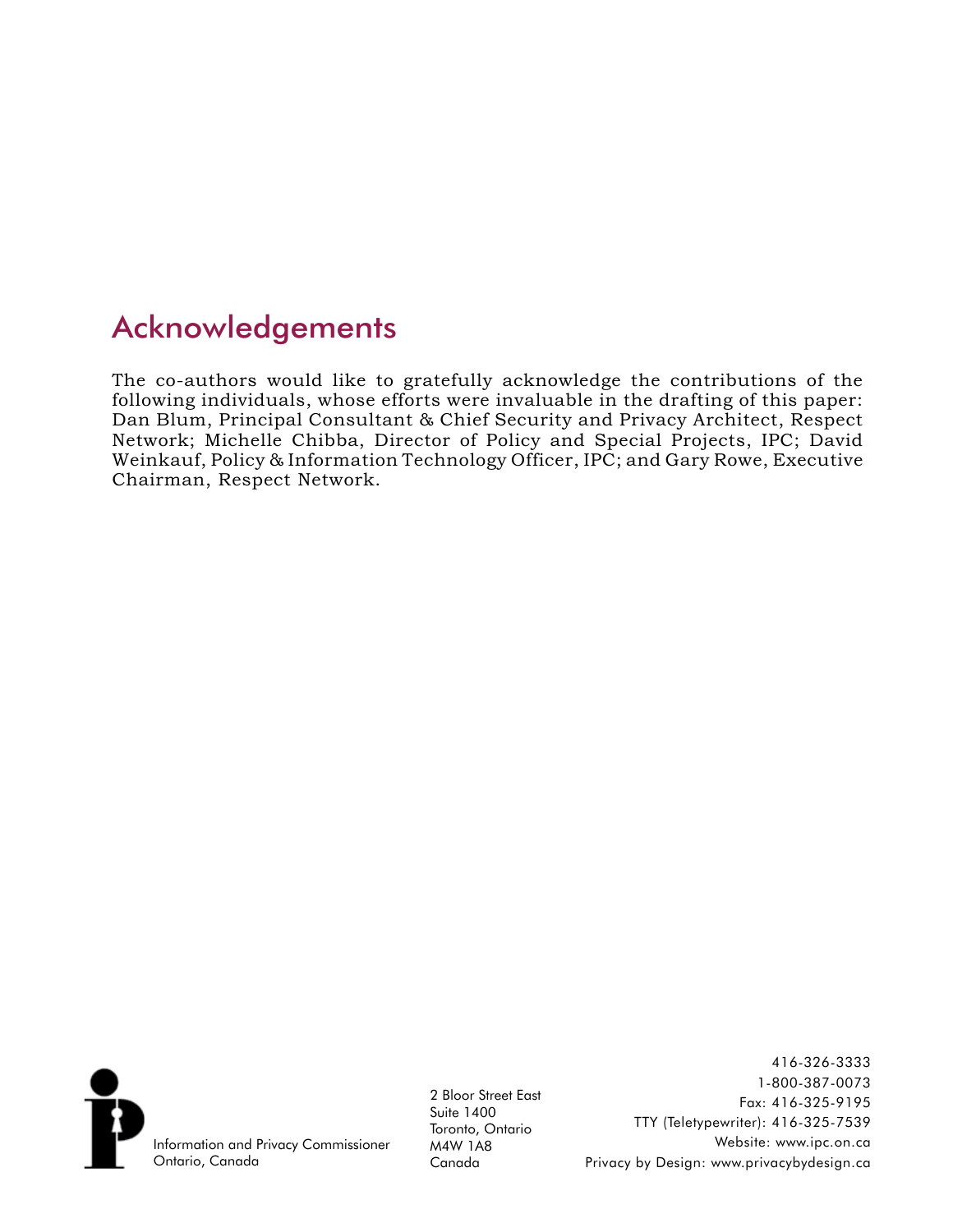## Acknowledgements

The co-authors would like to gratefully acknowledge the contributions of the following individuals, whose efforts were invaluable in the drafting of this paper: Dan Blum, Principal Consultant & Chief Security and Privacy Architect, Respect Network; Michelle Chibba, Director of Policy and Special Projects, IPC; David Weinkauf, Policy & Information Technology Officer, IPC; and Gary Rowe, Executive Chairman, Respect Network.

Information and Privacy Commissioner
Ontario, Canada

2 Bloor Street East
Suite 1400
Toronto, Ontario
M4W 1A8
Canada

416-326-3333
1-800-387-0073
Fax: 416-325-9195
TTY (Teletypewriter): 416-325-7539
Website: www.ipc.on.ca
Privacy by Design: www.privacybydesign.ca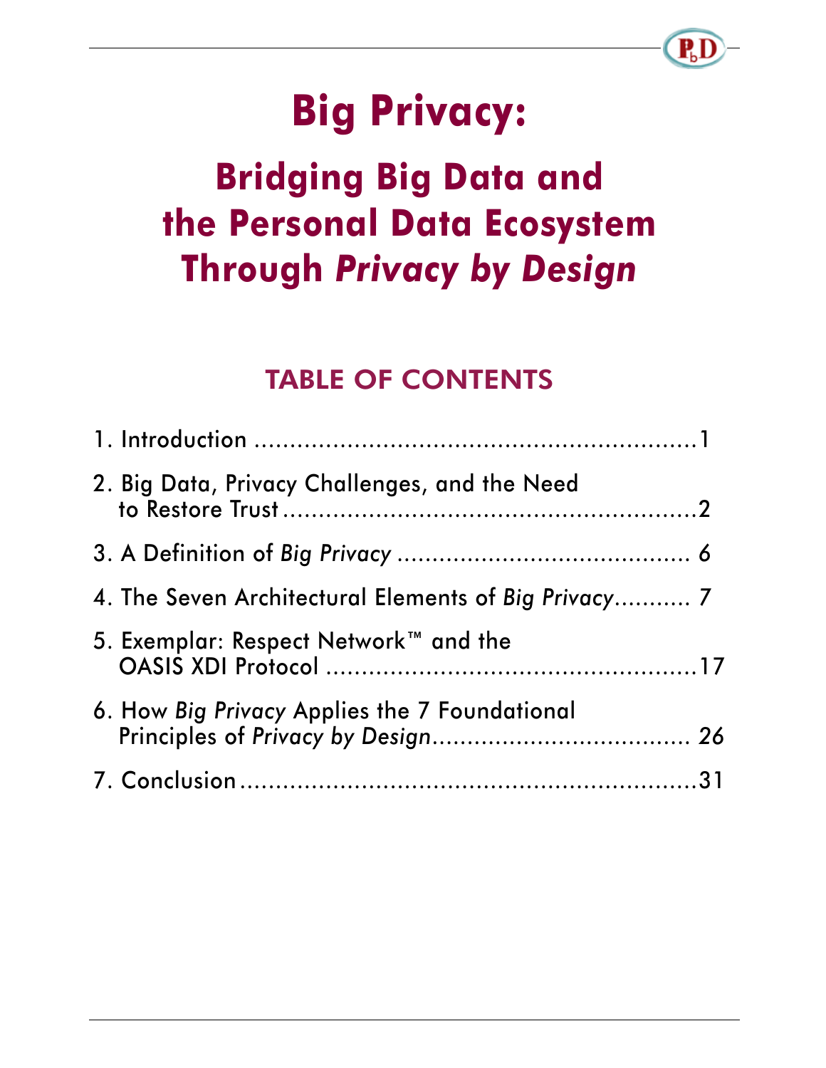# Big Privacy:

## Bridging Big Data and the Personal Data Ecosystem Through *Privacy by Design*

### TABLE OF CONTENTS

1. Introduction ....................................................................1
2. Big Data, Privacy Challenges, and the Need to Restore Trust ....................................................................2
3. A Definition of *Big Privacy* .......................................... 6
4. The Seven Architectural Elements of *Big Privacy*.......... 7
5. Exemplar: Respect Network™ and the OASIS XDI Protocol ....................................................17
6. How *Big Privacy* Applies the 7 Foundational Principles of *Privacy by Design*.................................... 26
7. Conclusion.....................................................................31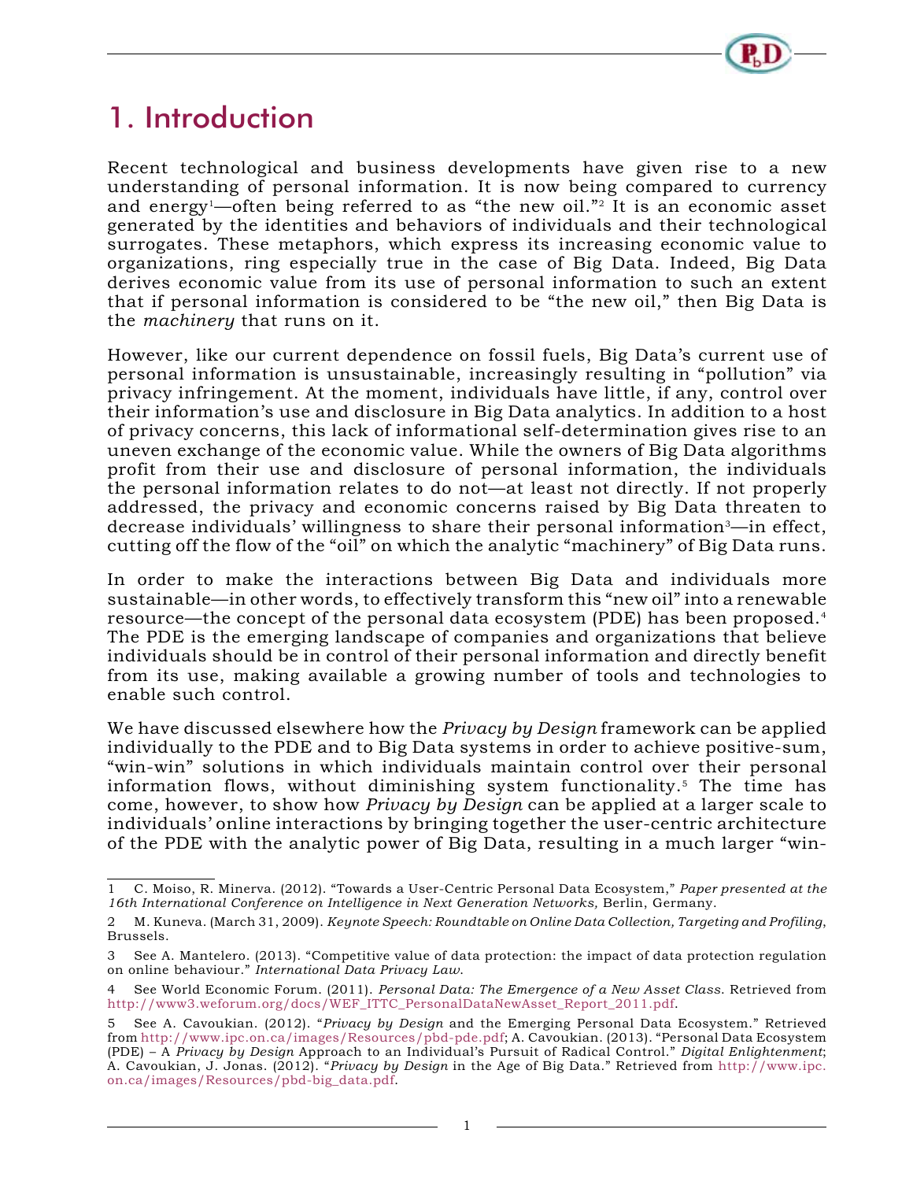# 1. Introduction

Recent technological and business developments have given rise to a new understanding of personal information. It is now being compared to currency and energy[1]—often being referred to as "the new oil."[2] It is an economic asset generated by the identities and behaviors of individuals and their technological surrogates. These metaphors, which express its increasing economic value to organizations, ring especially true in the case of Big Data. Indeed, Big Data derives economic value from its use of personal information to such an extent that if personal information is considered to be "the new oil," then Big Data is the *machinery* that runs on it.

However, like our current dependence on fossil fuels, Big Data's current use of personal information is unsustainable, increasingly resulting in "pollution" via privacy infringement. At the moment, individuals have little, if any, control over their information's use and disclosure in Big Data analytics. In addition to a host of privacy concerns, this lack of informational self-determination gives rise to an uneven exchange of the economic value. While the owners of Big Data algorithms profit from their use and disclosure of personal information, the individuals the personal information relates to do not—at least not directly. If not properly addressed, the privacy and economic concerns raised by Big Data threaten to decrease individuals' willingness to share their personal information[3]—in effect, cutting off the flow of the "oil" on which the analytic "machinery" of Big Data runs.

In order to make the interactions between Big Data and individuals more sustainable—in other words, to effectively transform this "new oil" into a renewable resource—the concept of the personal data ecosystem (PDE) has been proposed.[4] The PDE is the emerging landscape of companies and organizations that believe individuals should be in control of their personal information and directly benefit from its use, making available a growing number of tools and technologies to enable such control.

We have discussed elsewhere how the *Privacy by Design* framework can be applied individually to the PDE and to Big Data systems in order to achieve positive-sum, "win-win" solutions in which individuals maintain control over their personal information flows, without diminishing system functionality.[5] The time has come, however, to show how *Privacy by Design* can be applied at a larger scale to individuals' online interactions by bringing together the user-centric architecture of the PDE with the analytic power of Big Data, resulting in a much larger "win-

---

1 C. Moiso, R. Minerva. (2012). "Towards a User-Centric Personal Data Ecosystem," *Paper presented at the 16th International Conference on Intelligence in Next Generation Networks,* Berlin, Germany.

2 M. Kuneva. (March 31, 2009). *Keynote Speech: Roundtable on Online Data Collection, Targeting and Profiling*, Brussels.

3 See A. Mantelero. (2013). "Competitive value of data protection: the impact of data protection regulation on online behaviour." *International Data Privacy Law.*

4 See World Economic Forum. (2011). *Personal Data: The Emergence of a New Asset Class*. Retrieved from http://www3.weforum.org/docs/WEF_ITTC_PersonalDataNewAsset_Report_2011.pdf.

5 See A. Cavoukian. (2012). "*Privacy by Design* and the Emerging Personal Data Ecosystem." Retrieved from http://www.ipc.on.ca/images/Resources/pbd-pde.pdf; A. Cavoukian. (2013). "Personal Data Ecosystem (PDE) – A *Privacy by Design* Approach to an Individual's Pursuit of Radical Control." *Digital Enlightenment*; A. Cavoukian, J. Jonas. (2012). "*Privacy by Design* in the Age of Big Data." Retrieved from http://www.ipc.on.ca/images/Resources/pbd-big_data.pdf.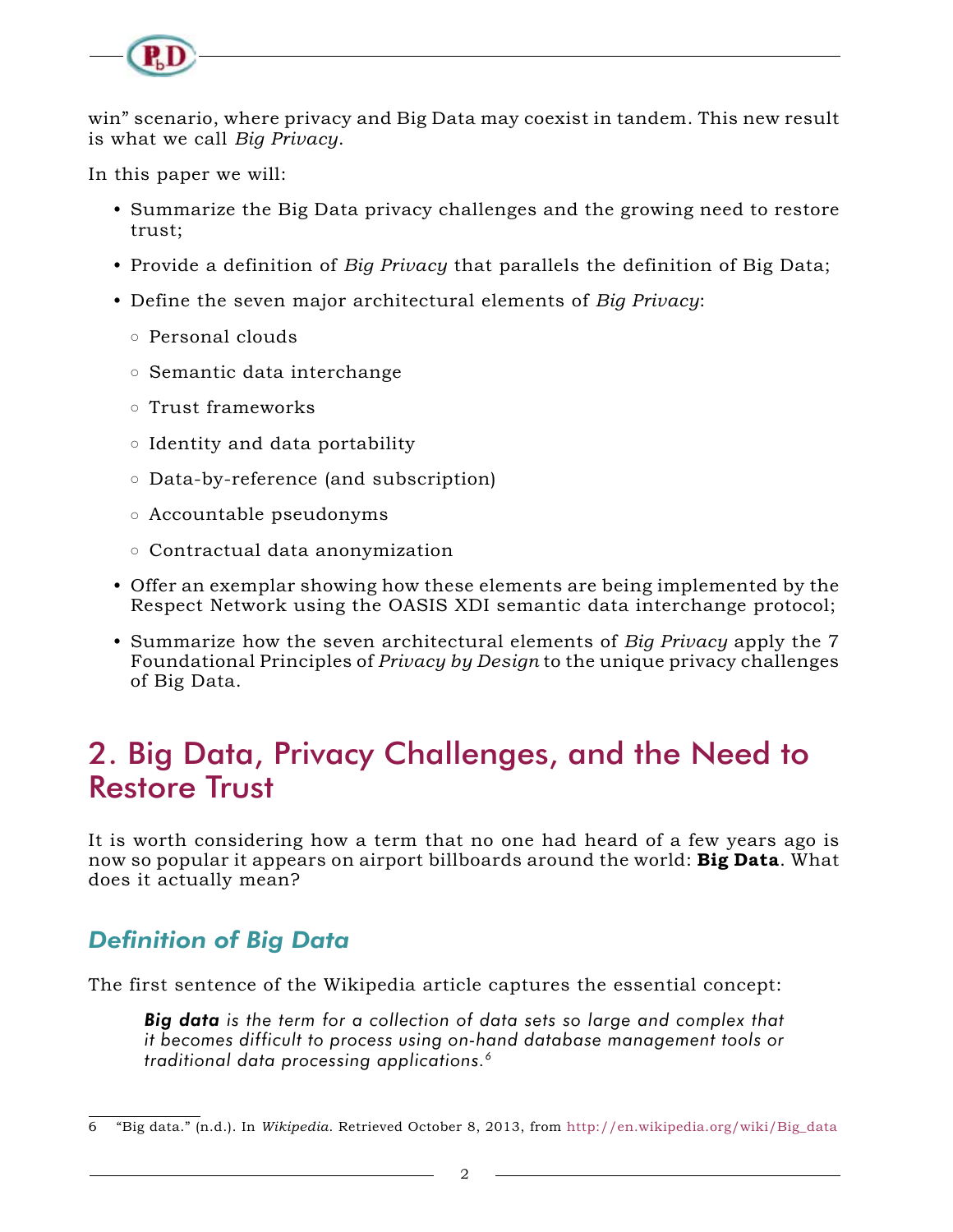win" scenario, where privacy and Big Data may coexist in tandem. This new result is what we call *Big Privacy*.

In this paper we will:

- Summarize the Big Data privacy challenges and the growing need to restore trust;
- Provide a definition of *Big Privacy* that parallels the definition of Big Data;
- Define the seven major architectural elements of *Big Privacy*:
  - Personal clouds
  - Semantic data interchange
  - Trust frameworks
  - Identity and data portability
  - Data-by-reference (and subscription)
  - Accountable pseudonyms
  - Contractual data anonymization
- Offer an exemplar showing how these elements are being implemented by the Respect Network using the OASIS XDI semantic data interchange protocol;
- Summarize how the seven architectural elements of *Big Privacy* apply the 7 Foundational Principles of *Privacy by Design* to the unique privacy challenges of Big Data.

# 2. Big Data, Privacy Challenges, and the Need to Restore Trust

It is worth considering how a term that no one had heard of a few years ago is now so popular it appears on airport billboards around the world: **Big Data**. What does it actually mean?

## *Definition of Big Data*

The first sentence of the Wikipedia article captures the essential concept:

> ***Big data*** *is the term for a collection of data sets so large and complex that it becomes difficult to process using on-hand database management tools or traditional data processing applications.*[6]

---

6 "Big data." (n.d.). In *Wikipedia*. Retrieved October 8, 2013, from http://en.wikipedia.org/wiki/Big_data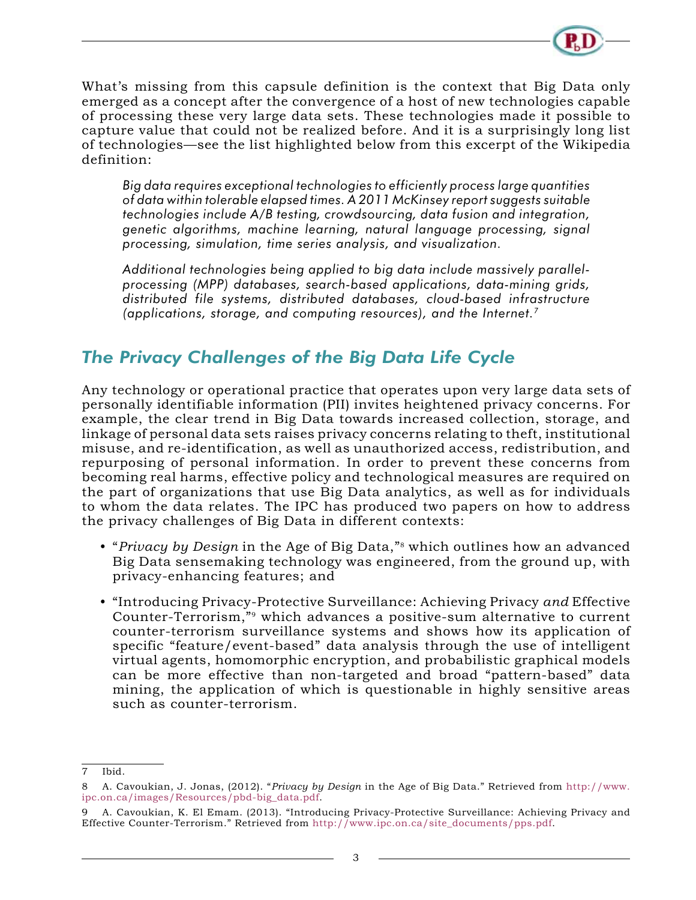What's missing from this capsule definition is the context that Big Data only emerged as a concept after the convergence of a host of new technologies capable of processing these very large data sets. These technologies made it possible to capture value that could not be realized before. And it is a surprisingly long list of technologies—see the list highlighted below from this excerpt of the Wikipedia definition:

> *Big data requires exceptional technologies to efficiently process large quantities of data within tolerable elapsed times. A 2011 McKinsey report suggests suitable technologies include A/B testing, crowdsourcing, data fusion and integration, genetic algorithms, machine learning, natural language processing, signal processing, simulation, time series analysis, and visualization.*
>
> *Additional technologies being applied to big data include massively parallel-processing (MPP) databases, search-based applications, data-mining grids, distributed file systems, distributed databases, cloud-based infrastructure (applications, storage, and computing resources), and the Internet.*[7]

## *The Privacy Challenges of the Big Data Life Cycle*

Any technology or operational practice that operates upon very large data sets of personally identifiable information (PII) invites heightened privacy concerns. For example, the clear trend in Big Data towards increased collection, storage, and linkage of personal data sets raises privacy concerns relating to theft, institutional misuse, and re-identification, as well as unauthorized access, redistribution, and repurposing of personal information. In order to prevent these concerns from becoming real harms, effective policy and technological measures are required on the part of organizations that use Big Data analytics, as well as for individuals to whom the data relates. The IPC has produced two papers on how to address the privacy challenges of Big Data in different contexts:

- "*Privacy by Design* in the Age of Big Data,"[8] which outlines how an advanced Big Data sensemaking technology was engineered, from the ground up, with privacy-enhancing features; and
- "Introducing Privacy-Protective Surveillance: Achieving Privacy *and* Effective Counter-Terrorism,"[9] which advances a positive-sum alternative to current counter-terrorism surveillance systems and shows how its application of specific "feature/event-based" data analysis through the use of intelligent virtual agents, homomorphic encryption, and probabilistic graphical models can be more effective than non-targeted and broad "pattern-based" data mining, the application of which is questionable in highly sensitive areas such as counter-terrorism.

---

7 Ibid.

8 A. Cavoukian, J. Jonas, (2012). "*Privacy by Design* in the Age of Big Data." Retrieved from http://www.ipc.on.ca/images/Resources/pbd-big_data.pdf.

9 A. Cavoukian, K. El Emam. (2013). "Introducing Privacy-Protective Surveillance: Achieving Privacy and Effective Counter-Terrorism." Retrieved from http://www.ipc.on.ca/site_documents/pps.pdf.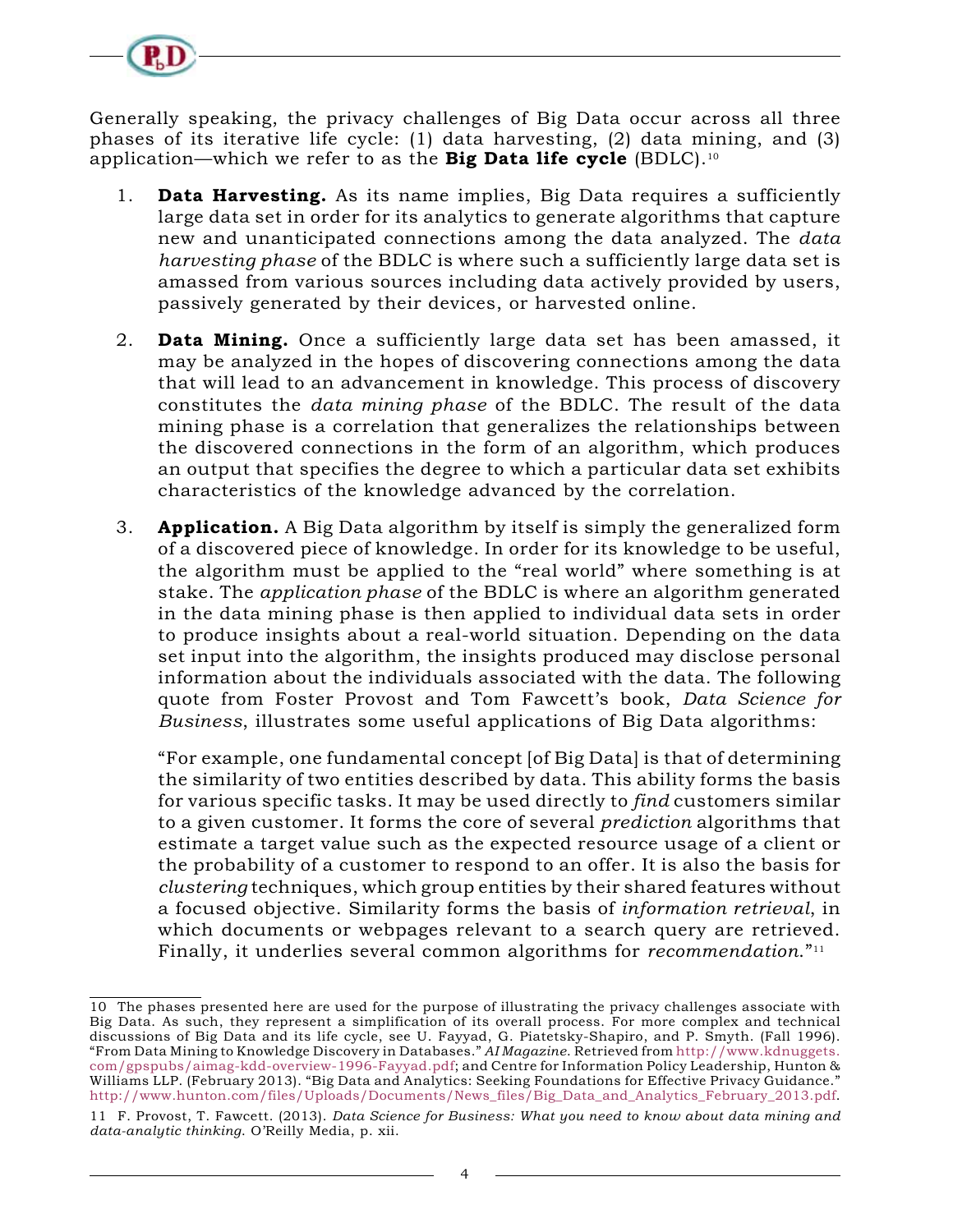Generally speaking, the privacy challenges of Big Data occur across all three phases of its iterative life cycle: (1) data harvesting, (2) data mining, and (3) application—which we refer to as the **Big Data life cycle** (BDLC).[10]

1. **Data Harvesting.** As its name implies, Big Data requires a sufficiently large data set in order for its analytics to generate algorithms that capture new and unanticipated connections among the data analyzed. The *data harvesting phase* of the BDLC is where such a sufficiently large data set is amassed from various sources including data actively provided by users, passively generated by their devices, or harvested online.

2. **Data Mining.** Once a sufficiently large data set has been amassed, it may be analyzed in the hopes of discovering connections among the data that will lead to an advancement in knowledge. This process of discovery constitutes the *data mining phase* of the BDLC. The result of the data mining phase is a correlation that generalizes the relationships between the discovered connections in the form of an algorithm, which produces an output that specifies the degree to which a particular data set exhibits characteristics of the knowledge advanced by the correlation.

3. **Application.** A Big Data algorithm by itself is simply the generalized form of a discovered piece of knowledge. In order for its knowledge to be useful, the algorithm must be applied to the "real world" where something is at stake. The *application phase* of the BDLC is where an algorithm generated in the data mining phase is then applied to individual data sets in order to produce insights about a real-world situation. Depending on the data set input into the algorithm, the insights produced may disclose personal information about the individuals associated with the data. The following quote from Foster Provost and Tom Fawcett's book, *Data Science for Business*, illustrates some useful applications of Big Data algorithms:

   "For example, one fundamental concept [of Big Data] is that of determining the similarity of two entities described by data. This ability forms the basis for various specific tasks. It may be used directly to *find* customers similar to a given customer. It forms the core of several *prediction* algorithms that estimate a target value such as the expected resource usage of a client or the probability of a customer to respond to an offer. It is also the basis for *clustering* techniques, which group entities by their shared features without a focused objective. Similarity forms the basis of *information retrieval*, in which documents or webpages relevant to a search query are retrieved. Finally, it underlies several common algorithms for *recommendation*."[11]

---

10 The phases presented here are used for the purpose of illustrating the privacy challenges associate with Big Data. As such, they represent a simplification of its overall process. For more complex and technical discussions of Big Data and its life cycle, see U. Fayyad, G. Piatetsky-Shapiro, and P. Smyth. (Fall 1996). "From Data Mining to Knowledge Discovery in Databases." *AI Magazine*. Retrieved from http://www.kdnuggets.com/gpspubs/aimag-kdd-overview-1996-Fayyad.pdf; and Centre for Information Policy Leadership, Hunton & Williams LLP. (February 2013). "Big Data and Analytics: Seeking Foundations for Effective Privacy Guidance." http://www.hunton.com/files/Uploads/Documents/News_files/Big_Data_and_Analytics_February_2013.pdf.

11 F. Provost, T. Fawcett. (2013). *Data Science for Business: What you need to know about data mining and data-analytic thinking.* O'Reilly Media, p. xii.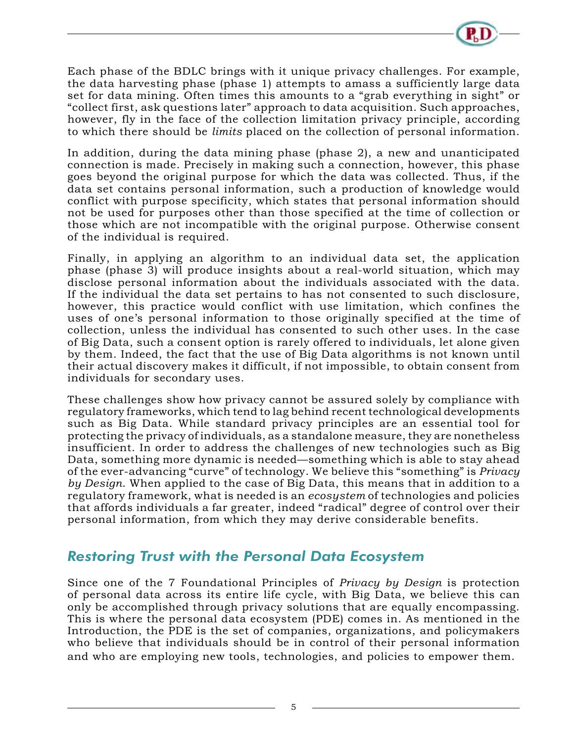Each phase of the BDLC brings with it unique privacy challenges. For example, the data harvesting phase (phase 1) attempts to amass a sufficiently large data set for data mining. Often times this amounts to a "grab everything in sight" or "collect first, ask questions later" approach to data acquisition. Such approaches, however, fly in the face of the collection limitation privacy principle, according to which there should be *limits* placed on the collection of personal information.

In addition, during the data mining phase (phase 2), a new and unanticipated connection is made. Precisely in making such a connection, however, this phase goes beyond the original purpose for which the data was collected. Thus, if the data set contains personal information, such a production of knowledge would conflict with purpose specificity, which states that personal information should not be used for purposes other than those specified at the time of collection or those which are not incompatible with the original purpose. Otherwise consent of the individual is required.

Finally, in applying an algorithm to an individual data set, the application phase (phase 3) will produce insights about a real-world situation, which may disclose personal information about the individuals associated with the data. If the individual the data set pertains to has not consented to such disclosure, however, this practice would conflict with use limitation, which confines the uses of one's personal information to those originally specified at the time of collection, unless the individual has consented to such other uses. In the case of Big Data, such a consent option is rarely offered to individuals, let alone given by them. Indeed, the fact that the use of Big Data algorithms is not known until their actual discovery makes it difficult, if not impossible, to obtain consent from individuals for secondary uses.

These challenges show how privacy cannot be assured solely by compliance with regulatory frameworks, which tend to lag behind recent technological developments such as Big Data. While standard privacy principles are an essential tool for protecting the privacy of individuals, as a standalone measure, they are nonetheless insufficient. In order to address the challenges of new technologies such as Big Data, something more dynamic is needed—something which is able to stay ahead of the ever-advancing "curve" of technology. We believe this "something" is *Privacy by Design*. When applied to the case of Big Data, this means that in addition to a regulatory framework, what is needed is an *ecosystem* of technologies and policies that affords individuals a far greater, indeed "radical" degree of control over their personal information, from which they may derive considerable benefits.

## Restoring Trust with the Personal Data Ecosystem

Since one of the 7 Foundational Principles of *Privacy by Design* is protection of personal data across its entire life cycle, with Big Data, we believe this can only be accomplished through privacy solutions that are equally encompassing. This is where the personal data ecosystem (PDE) comes in. As mentioned in the Introduction, the PDE is the set of companies, organizations, and policymakers who believe that individuals should be in control of their personal information and who are employing new tools, technologies, and policies to empower them.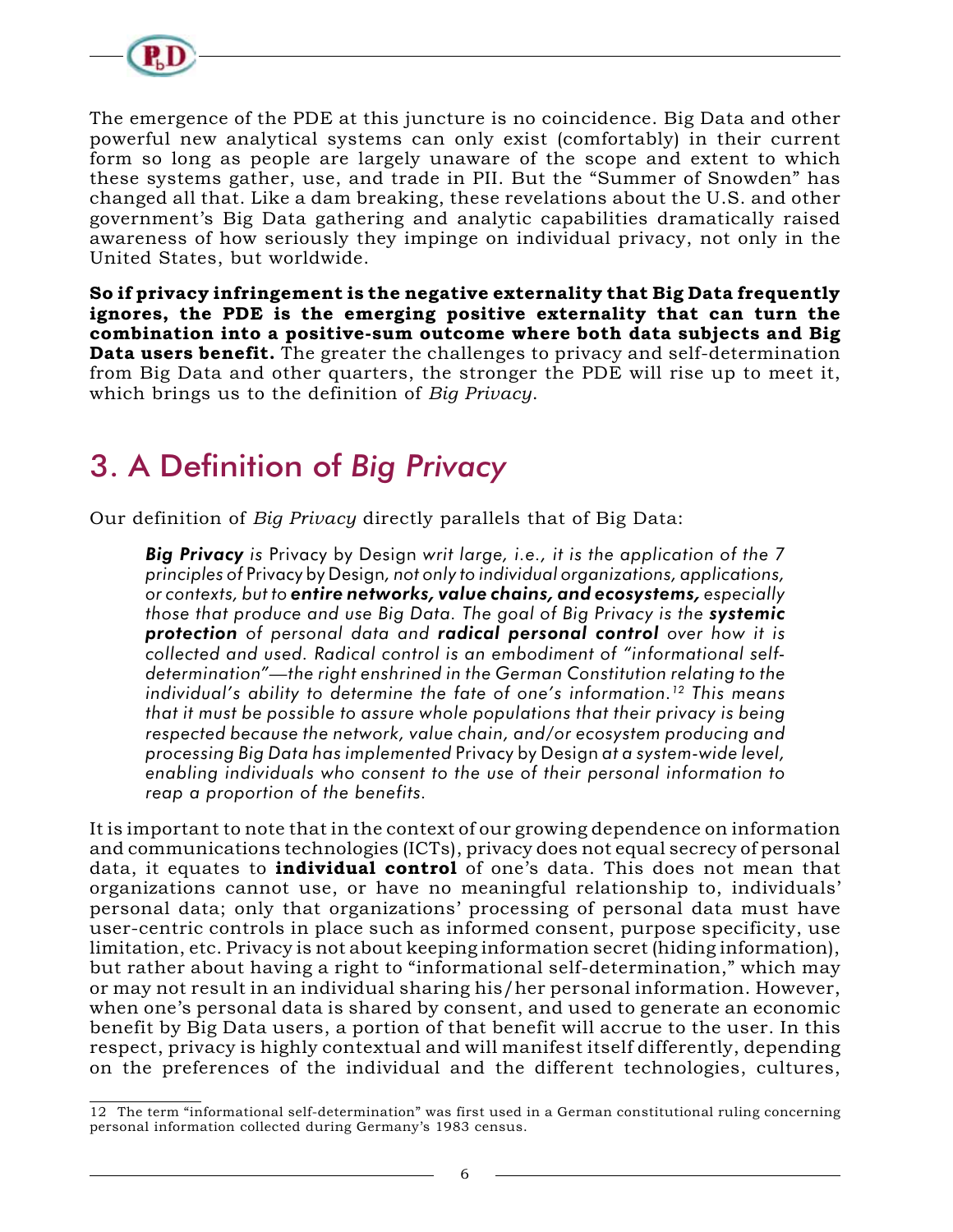The emergence of the PDE at this juncture is no coincidence. Big Data and other powerful new analytical systems can only exist (comfortably) in their current form so long as people are largely unaware of the scope and extent to which these systems gather, use, and trade in PII. But the "Summer of Snowden" has changed all that. Like a dam breaking, these revelations about the U.S. and other government's Big Data gathering and analytic capabilities dramatically raised awareness of how seriously they impinge on individual privacy, not only in the United States, but worldwide.

**So if privacy infringement is the negative externality that Big Data frequently ignores, the PDE is the emerging positive externality that can turn the combination into a positive-sum outcome where both data subjects and Big Data users benefit.** The greater the challenges to privacy and self-determination from Big Data and other quarters, the stronger the PDE will rise up to meet it, which brings us to the definition of *Big Privacy*.

## 3. A Definition of *Big Privacy*

Our definition of *Big Privacy* directly parallels that of Big Data:

> ***Big Privacy*** *is* Privacy by Design *writ large, i.e., it is the application of the 7 principles of* Privacy by Design*, not only to individual organizations, applications, or contexts, but to* ***entire networks, value chains, and ecosystems,*** *especially those that produce and use Big Data. The goal of Big Privacy is the* ***systemic protection*** *of personal data and* ***radical personal control*** *over how it is collected and used. Radical control is an embodiment of "informational self-determination"—the right enshrined in the German Constitution relating to the individual's ability to determine the fate of one's information.[12] This means that it must be possible to assure whole populations that their privacy is being respected because the network, value chain, and/or ecosystem producing and processing Big Data has implemented* Privacy by Design *at a system-wide level, enabling individuals who consent to the use of their personal information to reap a proportion of the benefits.*

It is important to note that in the context of our growing dependence on information and communications technologies (ICTs), privacy does not equal secrecy of personal data, it equates to **individual control** of one's data. This does not mean that organizations cannot use, or have no meaningful relationship to, individuals' personal data; only that organizations' processing of personal data must have user-centric controls in place such as informed consent, purpose specificity, use limitation, etc. Privacy is not about keeping information secret (hiding information), but rather about having a right to "informational self-determination," which may or may not result in an individual sharing his/her personal information. However, when one's personal data is shared by consent, and used to generate an economic benefit by Big Data users, a portion of that benefit will accrue to the user. In this respect, privacy is highly contextual and will manifest itself differently, depending on the preferences of the individual and the different technologies, cultures,

12 The term "informational self-determination" was first used in a German constitutional ruling concerning personal information collected during Germany's 1983 census.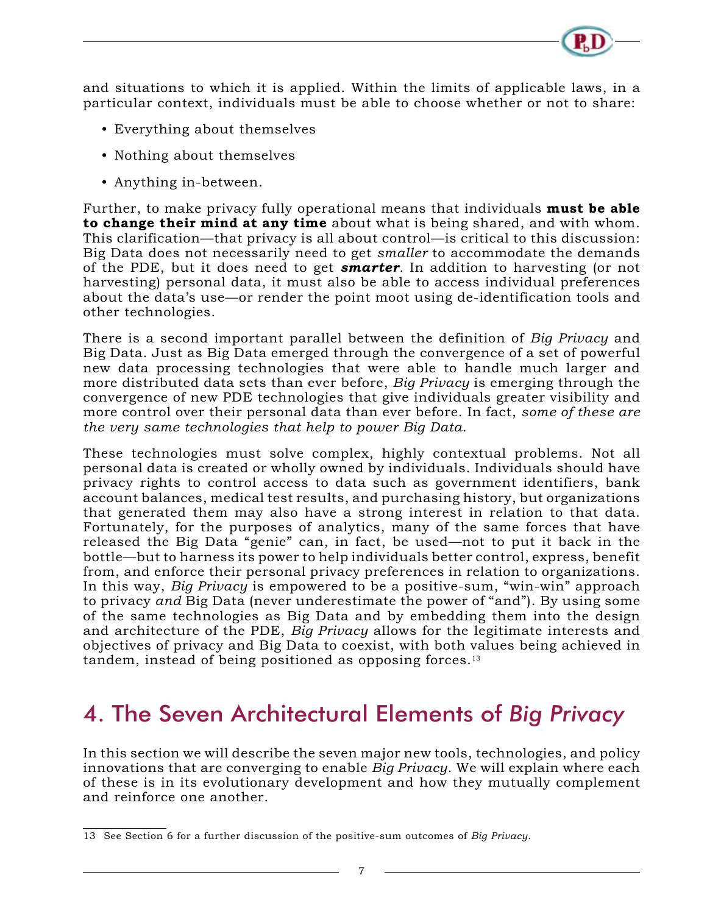and situations to which it is applied. Within the limits of applicable laws, in a particular context, individuals must be able to choose whether or not to share:

- Everything about themselves
- Nothing about themselves
- Anything in-between.

Further, to make privacy fully operational means that individuals **must be able to change their mind at any time** about what is being shared, and with whom. This clarification—that privacy is all about control—is critical to this discussion: Big Data does not necessarily need to get *smaller* to accommodate the demands of the PDE, but it does need to get ***smarter***. In addition to harvesting (or not harvesting) personal data, it must also be able to access individual preferences about the data's use—or render the point moot using de-identification tools and other technologies.

There is a second important parallel between the definition of *Big Privacy* and Big Data. Just as Big Data emerged through the convergence of a set of powerful new data processing technologies that were able to handle much larger and more distributed data sets than ever before, *Big Privacy* is emerging through the convergence of new PDE technologies that give individuals greater visibility and more control over their personal data than ever before. In fact, *some of these are the very same technologies that help to power Big Data*.

These technologies must solve complex, highly contextual problems. Not all personal data is created or wholly owned by individuals. Individuals should have privacy rights to control access to data such as government identifiers, bank account balances, medical test results, and purchasing history, but organizations that generated them may also have a strong interest in relation to that data. Fortunately, for the purposes of analytics, many of the same forces that have released the Big Data "genie" can, in fact, be used—not to put it back in the bottle—but to harness its power to help individuals better control, express, benefit from, and enforce their personal privacy preferences in relation to organizations. In this way, *Big Privacy* is empowered to be a positive-sum, "win-win" approach to privacy *and* Big Data (never underestimate the power of "and"). By using some of the same technologies as Big Data and by embedding them into the design and architecture of the PDE, *Big Privacy* allows for the legitimate interests and objectives of privacy and Big Data to coexist, with both values being achieved in tandem, instead of being positioned as opposing forces.[13]

## 4. The Seven Architectural Elements of *Big Privacy*

In this section we will describe the seven major new tools, technologies, and policy innovations that are converging to enable *Big Privacy*. We will explain where each of these is in its evolutionary development and how they mutually complement and reinforce one another.

---

13 See Section 6 for a further discussion of the positive-sum outcomes of *Big Privacy*.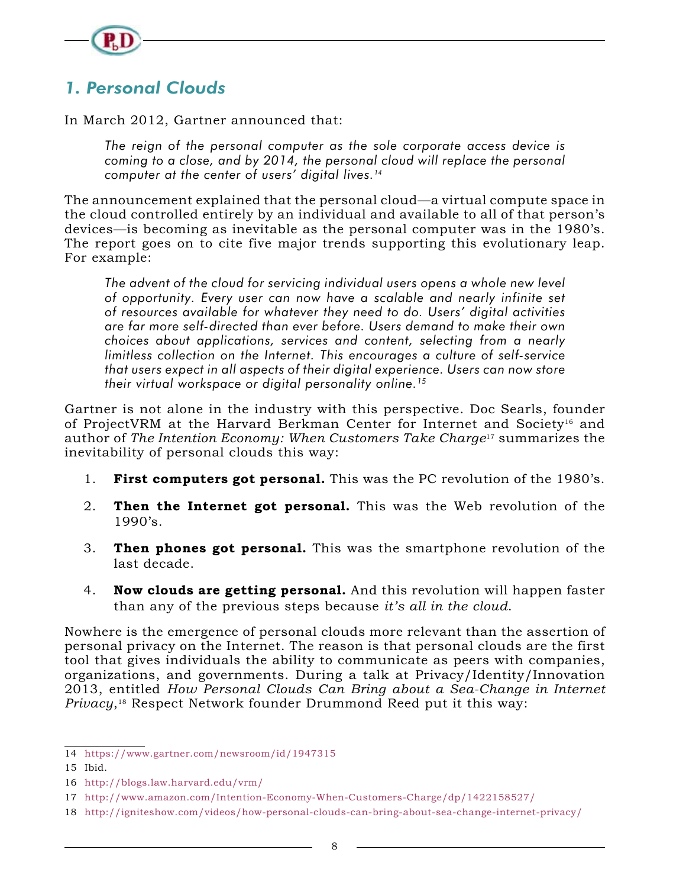## 1. Personal Clouds

In March 2012, Gartner announced that:

> *The reign of the personal computer as the sole corporate access device is coming to a close, and by 2014, the personal cloud will replace the personal computer at the center of users' digital lives.*[14]

The announcement explained that the personal cloud—a virtual compute space in the cloud controlled entirely by an individual and available to all of that person's devices—is becoming as inevitable as the personal computer was in the 1980's. The report goes on to cite five major trends supporting this evolutionary leap. For example:

> *The advent of the cloud for servicing individual users opens a whole new level of opportunity. Every user can now have a scalable and nearly infinite set of resources available for whatever they need to do. Users' digital activities are far more self-directed than ever before. Users demand to make their own choices about applications, services and content, selecting from a nearly limitless collection on the Internet. This encourages a culture of self-service that users expect in all aspects of their digital experience. Users can now store their virtual workspace or digital personality online.*[15]

Gartner is not alone in the industry with this perspective. Doc Searls, founder of ProjectVRM at the Harvard Berkman Center for Internet and Society[16] and author of *The Intention Economy: When Customers Take Charge*[17] summarizes the inevitability of personal clouds this way:

1. **First computers got personal.** This was the PC revolution of the 1980's.
2. **Then the Internet got personal.** This was the Web revolution of the 1990's.
3. **Then phones got personal.** This was the smartphone revolution of the last decade.
4. **Now clouds are getting personal.** And this revolution will happen faster than any of the previous steps because *it's all in the cloud*.

Nowhere is the emergence of personal clouds more relevant than the assertion of personal privacy on the Internet. The reason is that personal clouds are the first tool that gives individuals the ability to communicate as peers with companies, organizations, and governments. During a talk at Privacy/Identity/Innovation 2013, entitled *How Personal Clouds Can Bring about a Sea-Change in Internet Privacy*,[18] Respect Network founder Drummond Reed put it this way:

---

14 https://www.gartner.com/newsroom/id/1947315

15 Ibid.

16 http://blogs.law.harvard.edu/vrm/

17 http://www.amazon.com/Intention-Economy-When-Customers-Charge/dp/1422158527/

18 http://igniteshow.com/videos/how-personal-clouds-can-bring-about-sea-change-internet-privacy/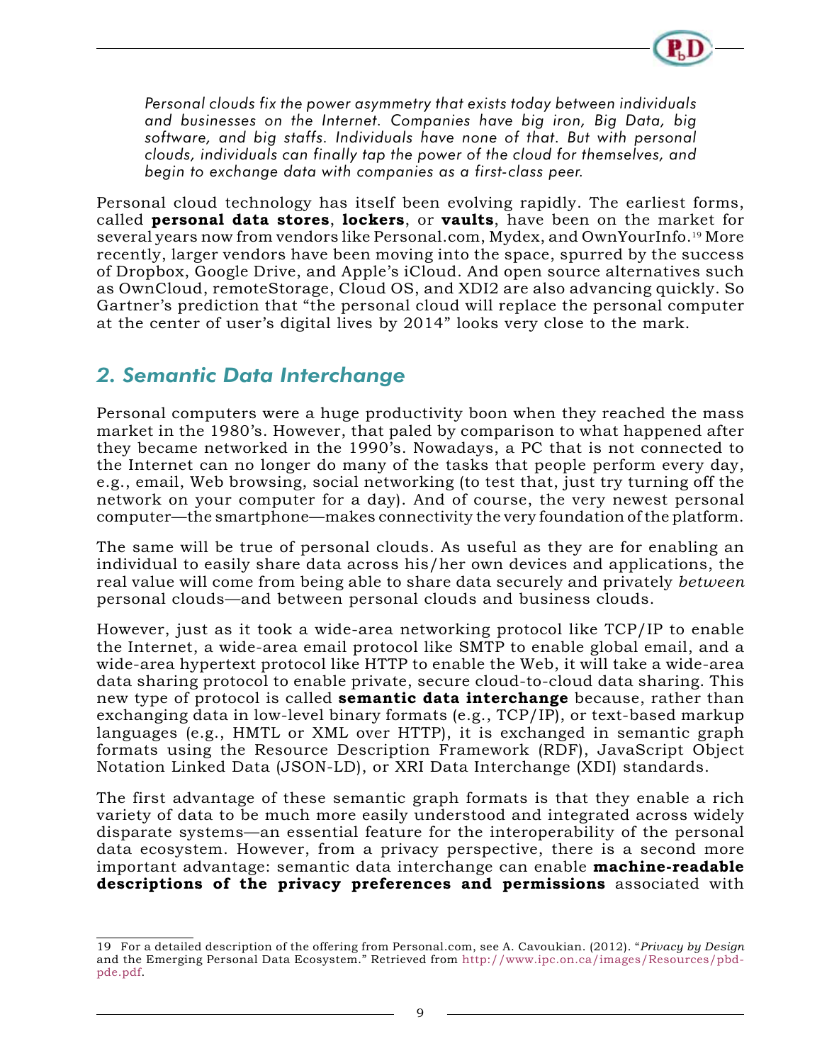*Personal clouds fix the power asymmetry that exists today between individuals and businesses on the Internet. Companies have big iron, Big Data, big software, and big staffs. Individuals have none of that. But with personal clouds, individuals can finally tap the power of the cloud for themselves, and begin to exchange data with companies as a first-class peer.*

Personal cloud technology has itself been evolving rapidly. The earliest forms, called **personal data stores**, **lockers**, or **vaults**, have been on the market for several years now from vendors like Personal.com, Mydex, and OwnYourInfo.[19] More recently, larger vendors have been moving into the space, spurred by the success of Dropbox, Google Drive, and Apple's iCloud. And open source alternatives such as OwnCloud, remoteStorage, Cloud OS, and XDI2 are also advancing quickly. So Gartner's prediction that "the personal cloud will replace the personal computer at the center of user's digital lives by 2014" looks very close to the mark.

## 2. Semantic Data Interchange

Personal computers were a huge productivity boon when they reached the mass market in the 1980's. However, that paled by comparison to what happened after they became networked in the 1990's. Nowadays, a PC that is not connected to the Internet can no longer do many of the tasks that people perform every day, e.g., email, Web browsing, social networking (to test that, just try turning off the network on your computer for a day). And of course, the very newest personal computer—the smartphone—makes connectivity the very foundation of the platform.

The same will be true of personal clouds. As useful as they are for enabling an individual to easily share data across his/her own devices and applications, the real value will come from being able to share data securely and privately *between* personal clouds—and between personal clouds and business clouds.

However, just as it took a wide-area networking protocol like TCP/IP to enable the Internet, a wide-area email protocol like SMTP to enable global email, and a wide-area hypertext protocol like HTTP to enable the Web, it will take a wide-area data sharing protocol to enable private, secure cloud-to-cloud data sharing. This new type of protocol is called **semantic data interchange** because, rather than exchanging data in low-level binary formats (e.g., TCP/IP), or text-based markup languages (e.g., HMTL or XML over HTTP), it is exchanged in semantic graph formats using the Resource Description Framework (RDF), JavaScript Object Notation Linked Data (JSON-LD), or XRI Data Interchange (XDI) standards.

The first advantage of these semantic graph formats is that they enable a rich variety of data to be much more easily understood and integrated across widely disparate systems—an essential feature for the interoperability of the personal data ecosystem. However, from a privacy perspective, there is a second more important advantage: semantic data interchange can enable **machine-readable descriptions of the privacy preferences and permissions** associated with

---

19 For a detailed description of the offering from Personal.com, see A. Cavoukian. (2012). "*Privacy by Design* and the Emerging Personal Data Ecosystem." Retrieved from http://www.ipc.on.ca/images/Resources/pbd-pde.pdf.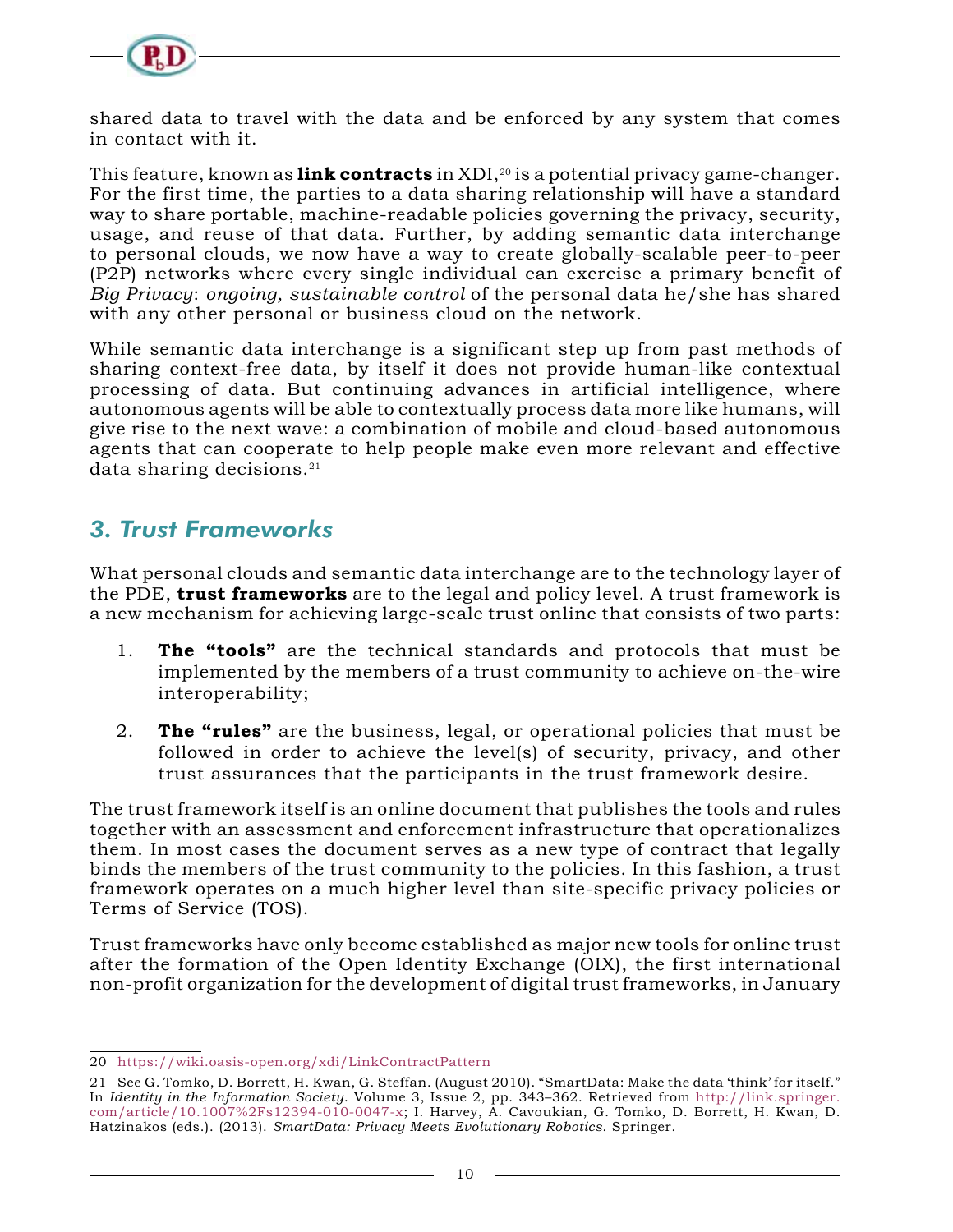shared data to travel with the data and be enforced by any system that comes in contact with it.

This feature, known as **link contracts** in XDI,[20] is a potential privacy game-changer. For the first time, the parties to a data sharing relationship will have a standard way to share portable, machine-readable policies governing the privacy, security, usage, and reuse of that data. Further, by adding semantic data interchange to personal clouds, we now have a way to create globally-scalable peer-to-peer (P2P) networks where every single individual can exercise a primary benefit of *Big Privacy*: *ongoing, sustainable control* of the personal data he/she has shared with any other personal or business cloud on the network.

While semantic data interchange is a significant step up from past methods of sharing context-free data, by itself it does not provide human-like contextual processing of data. But continuing advances in artificial intelligence, where autonomous agents will be able to contextually process data more like humans, will give rise to the next wave: a combination of mobile and cloud-based autonomous agents that can cooperate to help people make even more relevant and effective data sharing decisions.[21]

## 3. Trust Frameworks

What personal clouds and semantic data interchange are to the technology layer of the PDE, **trust frameworks** are to the legal and policy level. A trust framework is a new mechanism for achieving large-scale trust online that consists of two parts:

1. **The "tools"** are the technical standards and protocols that must be implemented by the members of a trust community to achieve on-the-wire interoperability;
2. **The "rules"** are the business, legal, or operational policies that must be followed in order to achieve the level(s) of security, privacy, and other trust assurances that the participants in the trust framework desire.

The trust framework itself is an online document that publishes the tools and rules together with an assessment and enforcement infrastructure that operationalizes them. In most cases the document serves as a new type of contract that legally binds the members of the trust community to the policies. In this fashion, a trust framework operates on a much higher level than site-specific privacy policies or Terms of Service (TOS).

Trust frameworks have only become established as major new tools for online trust after the formation of the Open Identity Exchange (OIX), the first international non-profit organization for the development of digital trust frameworks, in January

---

20 https://wiki.oasis-open.org/xdi/LinkContractPattern

21 See G. Tomko, D. Borrett, H. Kwan, G. Steffan. (August 2010). "SmartData: Make the data 'think' for itself." In *Identity in the Information Society*. Volume 3, Issue 2, pp. 343–362. Retrieved from http://link.springer.com/article/10.1007%2Fs12394-010-0047-x; I. Harvey, A. Cavoukian, G. Tomko, D. Borrett, H. Kwan, D. Hatzinakos (eds.). (2013). *SmartData: Privacy Meets Evolutionary Robotics*. Springer.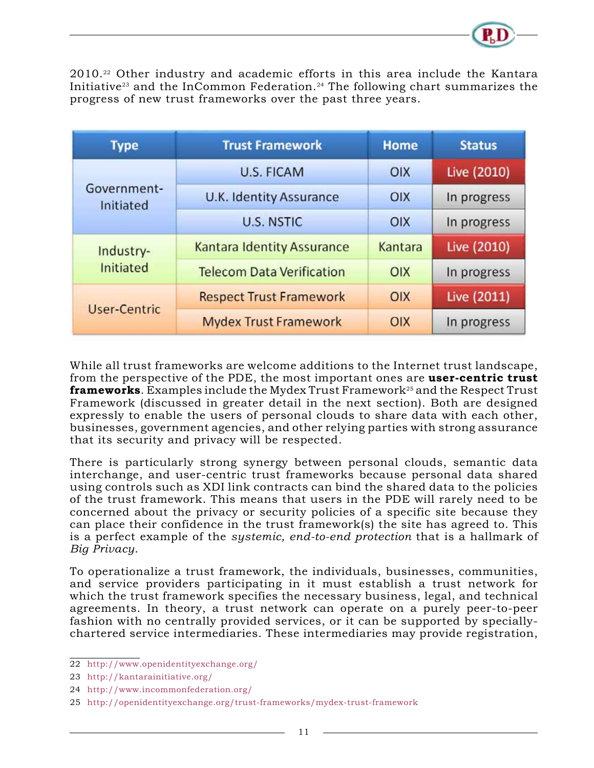2010.[22] Other industry and academic efforts in this area include the Kantara Initiative[23] and the InCommon Federation.[24] The following chart summarizes the progress of new trust frameworks over the past three years.

| Type | Trust Framework | Home | Status |
|---|---|---|---|
| Government-Initiated | U.S. FICAM | OIX | Live (2010) |
| | U.K. Identity Assurance | OIX | In progress |
| | U.S. NSTIC | OIX | In progress |
| Industry-Initiated | Kantara Identity Assurance | Kantara | Live (2010) |
| | Telecom Data Verification | OIX | In progress |
| User-Centric | Respect Trust Framework | OIX | Live (2011) |
| | Mydex Trust Framework | OIX | In progress |

While all trust frameworks are welcome additions to the Internet trust landscape, from the perspective of the PDE, the most important ones are **user-centric trust frameworks**. Examples include the Mydex Trust Framework[25] and the Respect Trust Framework (discussed in greater detail in the next section). Both are designed expressly to enable the users of personal clouds to share data with each other, businesses, government agencies, and other relying parties with strong assurance that its security and privacy will be respected.

There is particularly strong synergy between personal clouds, semantic data interchange, and user-centric trust frameworks because personal data shared using controls such as XDI link contracts can bind the shared data to the policies of the trust framework. This means that users in the PDE will rarely need to be concerned about the privacy or security policies of a specific site because they can place their confidence in the trust framework(s) the site has agreed to. This is a perfect example of the *systemic, end-to-end protection* that is a hallmark of *Big Privacy*.

To operationalize a trust framework, the individuals, businesses, communities, and service providers participating in it must establish a trust network for which the trust framework specifies the necessary business, legal, and technical agreements. In theory, a trust network can operate on a purely peer-to-peer fashion with no centrally provided services, or it can be supported by specially-chartered service intermediaries. These intermediaries may provide registration,

22 http://www.openidentityexchange.org/

23 http://kantarainitiative.org/

24 http://www.incommonfederation.org/

25 http://openidentityexchange.org/trust-frameworks/mydex-trust-framework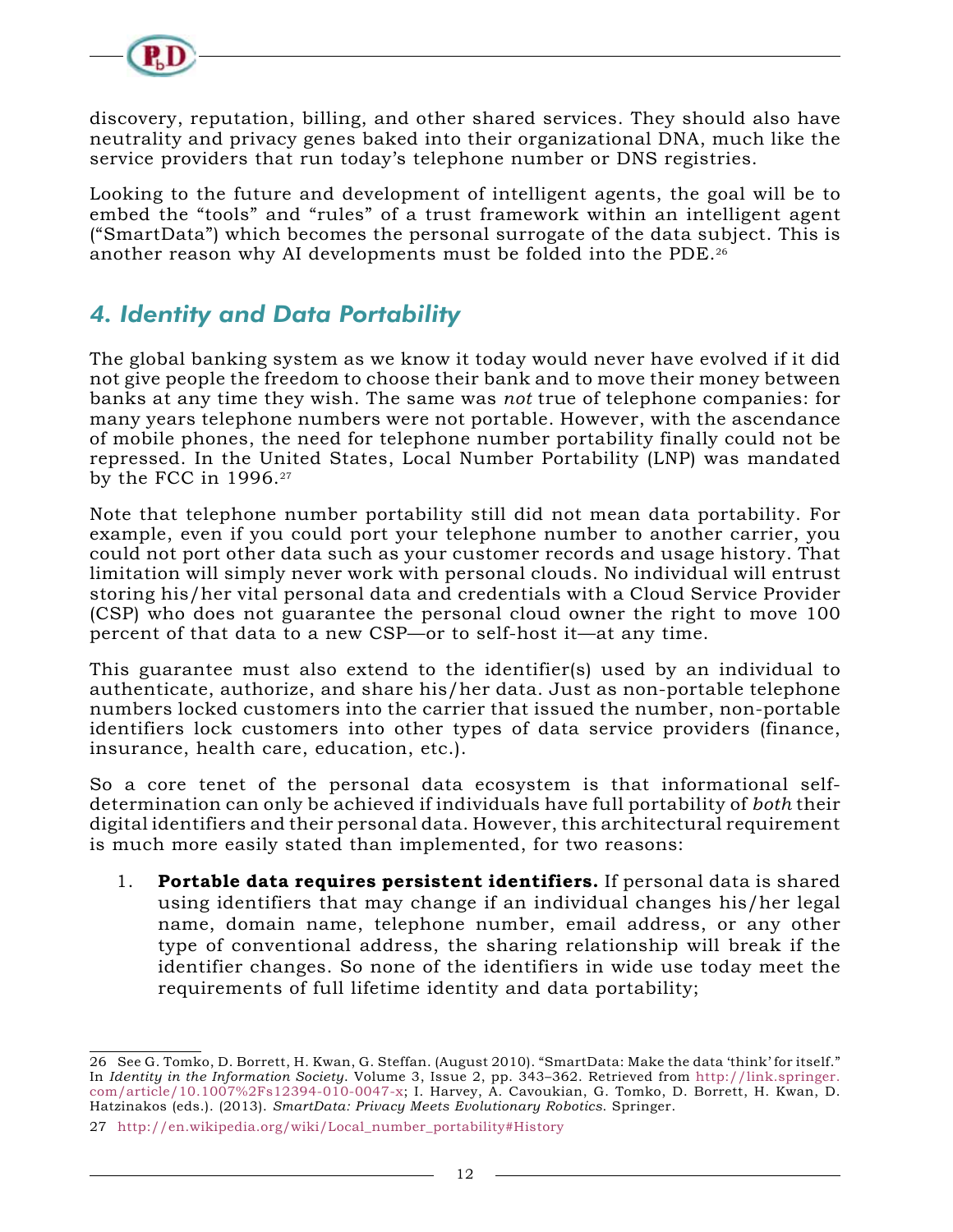discovery, reputation, billing, and other shared services. They should also have neutrality and privacy genes baked into their organizational DNA, much like the service providers that run today's telephone number or DNS registries.

Looking to the future and development of intelligent agents, the goal will be to embed the "tools" and "rules" of a trust framework within an intelligent agent ("SmartData") which becomes the personal surrogate of the data subject. This is another reason why AI developments must be folded into the PDE.[26]

## *4. Identity and Data Portability*

The global banking system as we know it today would never have evolved if it did not give people the freedom to choose their bank and to move their money between banks at any time they wish. The same was *not* true of telephone companies: for many years telephone numbers were not portable. However, with the ascendance of mobile phones, the need for telephone number portability finally could not be repressed. In the United States, Local Number Portability (LNP) was mandated by the FCC in 1996.[27]

Note that telephone number portability still did not mean data portability. For example, even if you could port your telephone number to another carrier, you could not port other data such as your customer records and usage history. That limitation will simply never work with personal clouds. No individual will entrust storing his/her vital personal data and credentials with a Cloud Service Provider (CSP) who does not guarantee the personal cloud owner the right to move 100 percent of that data to a new CSP—or to self-host it—at any time.

This guarantee must also extend to the identifier(s) used by an individual to authenticate, authorize, and share his/her data. Just as non-portable telephone numbers locked customers into the carrier that issued the number, non-portable identifiers lock customers into other types of data service providers (finance, insurance, health care, education, etc.).

So a core tenet of the personal data ecosystem is that informational self-determination can only be achieved if individuals have full portability of *both* their digital identifiers and their personal data. However, this architectural requirement is much more easily stated than implemented, for two reasons:

1. **Portable data requires persistent identifiers.** If personal data is shared using identifiers that may change if an individual changes his/her legal name, domain name, telephone number, email address, or any other type of conventional address, the sharing relationship will break if the identifier changes. So none of the identifiers in wide use today meet the requirements of full lifetime identity and data portability;

---

26 See G. Tomko, D. Borrett, H. Kwan, G. Steffan. (August 2010). "SmartData: Make the data 'think' for itself." In *Identity in the Information Society*. Volume 3, Issue 2, pp. 343–362. Retrieved from http://link.springer.com/article/10.1007%2Fs12394-010-0047-x; I. Harvey, A. Cavoukian, G. Tomko, D. Borrett, H. Kwan, D. Hatzinakos (eds.). (2013). *SmartData: Privacy Meets Evolutionary Robotics*. Springer.

27 http://en.wikipedia.org/wiki/Local_number_portability#History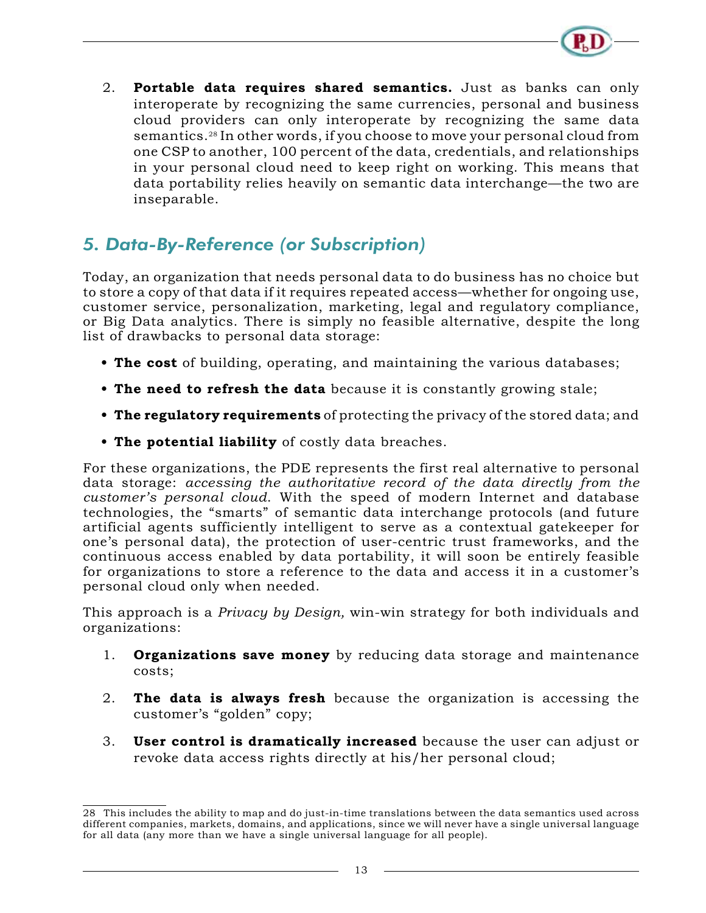2. **Portable data requires shared semantics.** Just as banks can only interoperate by recognizing the same currencies, personal and business cloud providers can only interoperate by recognizing the same data semantics.[28] In other words, if you choose to move your personal cloud from one CSP to another, 100 percent of the data, credentials, and relationships in your personal cloud need to keep right on working. This means that data portability relies heavily on semantic data interchange—the two are inseparable.

## *5. Data-By-Reference (or Subscription)*

Today, an organization that needs personal data to do business has no choice but to store a copy of that data if it requires repeated access—whether for ongoing use, customer service, personalization, marketing, legal and regulatory compliance, or Big Data analytics. There is simply no feasible alternative, despite the long list of drawbacks to personal data storage:

- **The cost** of building, operating, and maintaining the various databases;
- **The need to refresh the data** because it is constantly growing stale;
- **The regulatory requirements** of protecting the privacy of the stored data; and
- **The potential liability** of costly data breaches.

For these organizations, the PDE represents the first real alternative to personal data storage: *accessing the authoritative record of the data directly from the customer's personal cloud*. With the speed of modern Internet and database technologies, the "smarts" of semantic data interchange protocols (and future artificial agents sufficiently intelligent to serve as a contextual gatekeeper for one's personal data), the protection of user-centric trust frameworks, and the continuous access enabled by data portability, it will soon be entirely feasible for organizations to store a reference to the data and access it in a customer's personal cloud only when needed.

This approach is a *Privacy by Design,* win-win strategy for both individuals and organizations:

1. **Organizations save money** by reducing data storage and maintenance costs;
2. **The data is always fresh** because the organization is accessing the customer's "golden" copy;
3. **User control is dramatically increased** because the user can adjust or revoke data access rights directly at his/her personal cloud;

---

28 This includes the ability to map and do just-in-time translations between the data semantics used across different companies, markets, domains, and applications, since we will never have a single universal language for all data (any more than we have a single universal language for all people).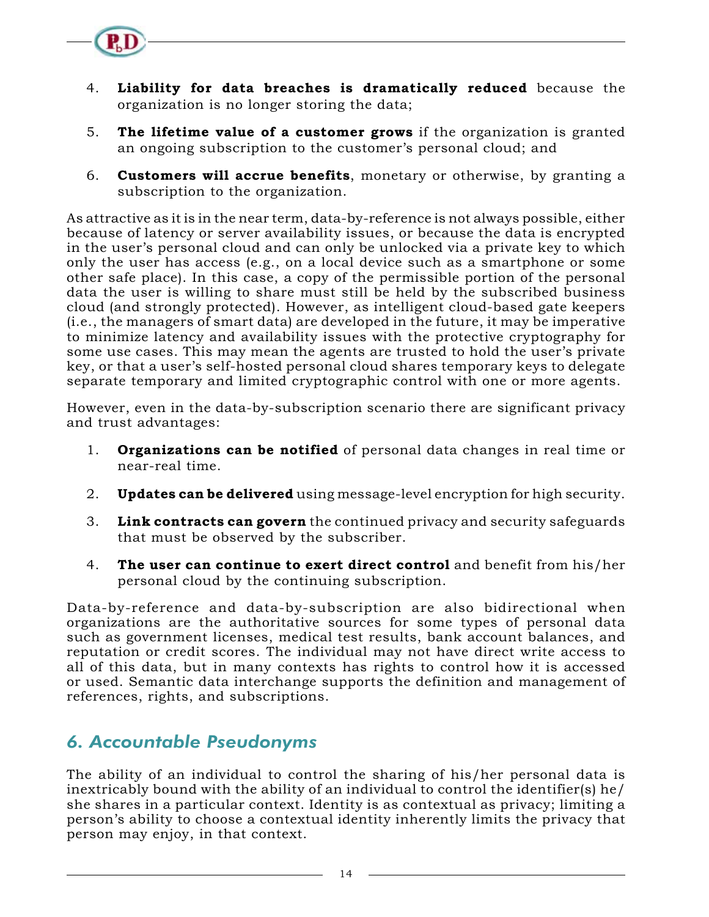4. **Liability for data breaches is dramatically reduced** because the organization is no longer storing the data;

5. **The lifetime value of a customer grows** if the organization is granted an ongoing subscription to the customer's personal cloud; and

6. **Customers will accrue benefits**, monetary or otherwise, by granting a subscription to the organization.

As attractive as it is in the near term, data-by-reference is not always possible, either because of latency or server availability issues, or because the data is encrypted in the user's personal cloud and can only be unlocked via a private key to which only the user has access (e.g., on a local device such as a smartphone or some other safe place). In this case, a copy of the permissible portion of the personal data the user is willing to share must still be held by the subscribed business cloud (and strongly protected). However, as intelligent cloud-based gate keepers (i.e., the managers of smart data) are developed in the future, it may be imperative to minimize latency and availability issues with the protective cryptography for some use cases. This may mean the agents are trusted to hold the user's private key, or that a user's self-hosted personal cloud shares temporary keys to delegate separate temporary and limited cryptographic control with one or more agents.

However, even in the data-by-subscription scenario there are significant privacy and trust advantages:

1. **Organizations can be notified** of personal data changes in real time or near-real time.

2. **Updates can be delivered** using message-level encryption for high security.

3. **Link contracts can govern** the continued privacy and security safeguards that must be observed by the subscriber.

4. **The user can continue to exert direct control** and benefit from his/her personal cloud by the continuing subscription.

Data-by-reference and data-by-subscription are also bidirectional when organizations are the authoritative sources for some types of personal data such as government licenses, medical test results, bank account balances, and reputation or credit scores. The individual may not have direct write access to all of this data, but in many contexts has rights to control how it is accessed or used. Semantic data interchange supports the definition and management of references, rights, and subscriptions.

## *6. Accountable Pseudonyms*

The ability of an individual to control the sharing of his/her personal data is inextricably bound with the ability of an individual to control the identifier(s) he/she shares in a particular context. Identity is as contextual as privacy; limiting a person's ability to choose a contextual identity inherently limits the privacy that person may enjoy, in that context.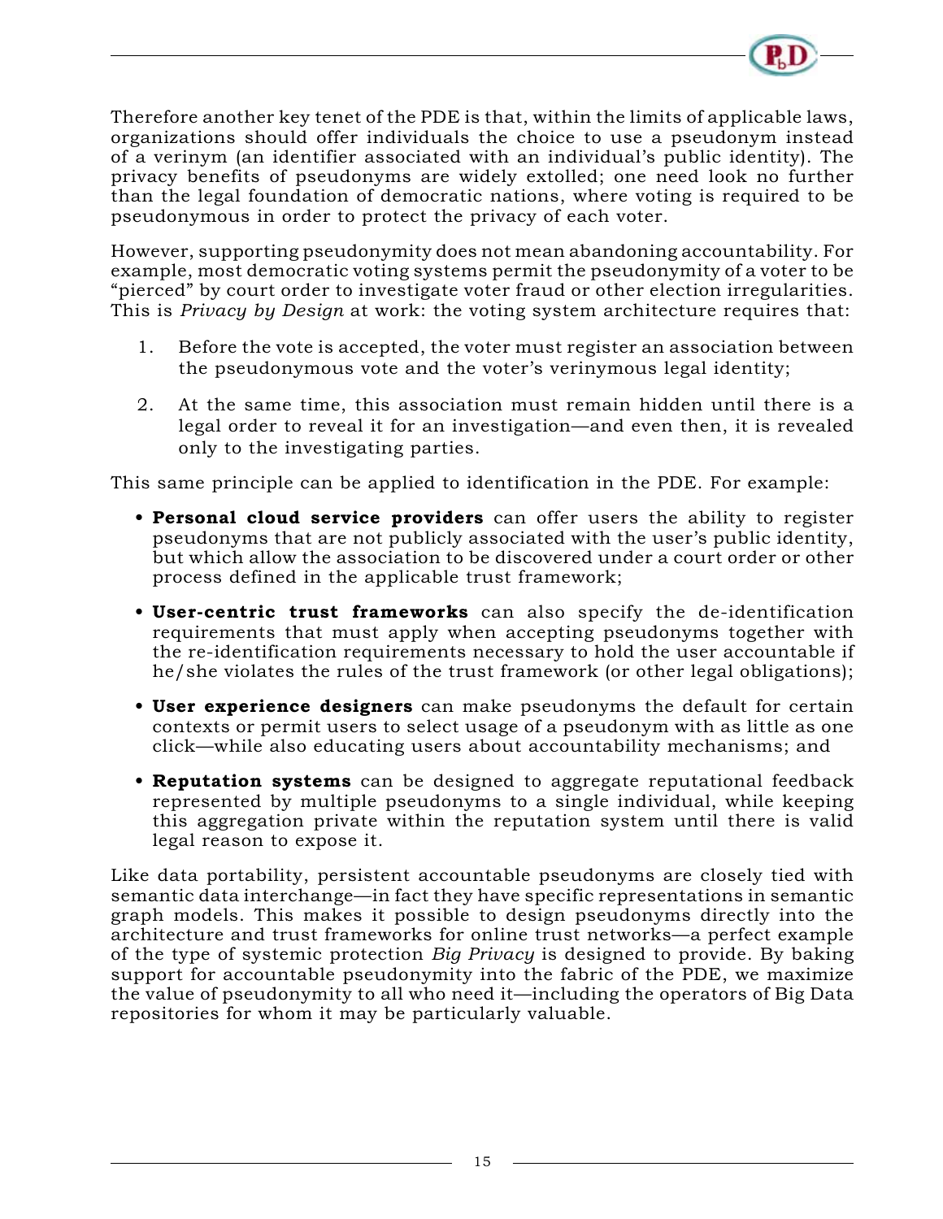Therefore another key tenet of the PDE is that, within the limits of applicable laws, organizations should offer individuals the choice to use a pseudonym instead of a verinym (an identifier associated with an individual's public identity). The privacy benefits of pseudonyms are widely extolled; one need look no further than the legal foundation of democratic nations, where voting is required to be pseudonymous in order to protect the privacy of each voter.

However, supporting pseudonymity does not mean abandoning accountability. For example, most democratic voting systems permit the pseudonymity of a voter to be "pierced" by court order to investigate voter fraud or other election irregularities. This is *Privacy by Design* at work: the voting system architecture requires that:

1. Before the vote is accepted, the voter must register an association between the pseudonymous vote and the voter's verinymous legal identity;
2. At the same time, this association must remain hidden until there is a legal order to reveal it for an investigation—and even then, it is revealed only to the investigating parties.

This same principle can be applied to identification in the PDE. For example:

- **Personal cloud service providers** can offer users the ability to register pseudonyms that are not publicly associated with the user's public identity, but which allow the association to be discovered under a court order or other process defined in the applicable trust framework;
- **User-centric trust frameworks** can also specify the de-identification requirements that must apply when accepting pseudonyms together with the re-identification requirements necessary to hold the user accountable if he/she violates the rules of the trust framework (or other legal obligations);
- **User experience designers** can make pseudonyms the default for certain contexts or permit users to select usage of a pseudonym with as little as one click—while also educating users about accountability mechanisms; and
- **Reputation systems** can be designed to aggregate reputational feedback represented by multiple pseudonyms to a single individual, while keeping this aggregation private within the reputation system until there is valid legal reason to expose it.

Like data portability, persistent accountable pseudonyms are closely tied with semantic data interchange—in fact they have specific representations in semantic graph models. This makes it possible to design pseudonyms directly into the architecture and trust frameworks for online trust networks—a perfect example of the type of systemic protection *Big Privacy* is designed to provide. By baking support for accountable pseudonymity into the fabric of the PDE, we maximize the value of pseudonymity to all who need it—including the operators of Big Data repositories for whom it may be particularly valuable.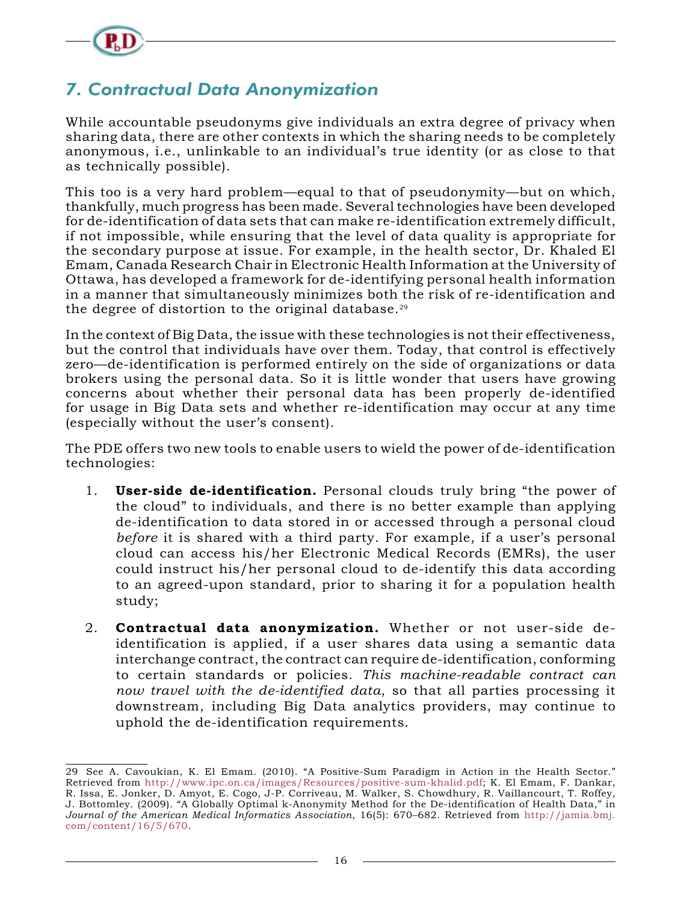## *7. Contractual Data Anonymization*

While accountable pseudonyms give individuals an extra degree of privacy when sharing data, there are other contexts in which the sharing needs to be completely anonymous, i.e., unlinkable to an individual's true identity (or as close to that as technically possible).

This too is a very hard problem—equal to that of pseudonymity—but on which, thankfully, much progress has been made. Several technologies have been developed for de-identification of data sets that can make re-identification extremely difficult, if not impossible, while ensuring that the level of data quality is appropriate for the secondary purpose at issue. For example, in the health sector, Dr. Khaled El Emam, Canada Research Chair in Electronic Health Information at the University of Ottawa, has developed a framework for de-identifying personal health information in a manner that simultaneously minimizes both the risk of re-identification and the degree of distortion to the original database.[29]

In the context of Big Data, the issue with these technologies is not their effectiveness, but the control that individuals have over them. Today, that control is effectively zero—de-identification is performed entirely on the side of organizations or data brokers using the personal data. So it is little wonder that users have growing concerns about whether their personal data has been properly de-identified for usage in Big Data sets and whether re-identification may occur at any time (especially without the user's consent).

The PDE offers two new tools to enable users to wield the power of de-identification technologies:

1. **User-side de-identification.** Personal clouds truly bring "the power of the cloud" to individuals, and there is no better example than applying de-identification to data stored in or accessed through a personal cloud *before* it is shared with a third party. For example, if a user's personal cloud can access his/her Electronic Medical Records (EMRs), the user could instruct his/her personal cloud to de-identify this data according to an agreed-upon standard, prior to sharing it for a population health study;
2. **Contractual data anonymization.** Whether or not user-side de-identification is applied, if a user shares data using a semantic data interchange contract, the contract can require de-identification, conforming to certain standards or policies. *This machine-readable contract can now travel with the de-identified data*, so that all parties processing it downstream, including Big Data analytics providers, may continue to uphold the de-identification requirements.

---

29 See A. Cavoukian, K. El Emam. (2010). "A Positive-Sum Paradigm in Action in the Health Sector." Retrieved from http://www.ipc.on.ca/images/Resources/positive-sum-khalid.pdf; K. El Emam, F. Dankar, R. Issa, E. Jonker, D. Amyot, E. Cogo, J-P. Corriveau, M. Walker, S. Chowdhury, R. Vaillancourt, T. Roffey, J. Bottomley. (2009). "A Globally Optimal k-Anonymity Method for the De-identification of Health Data," in *Journal of the American Medical Informatics Association*, 16(5): 670–682. Retrieved from http://jamia.bmj.com/content/16/5/670.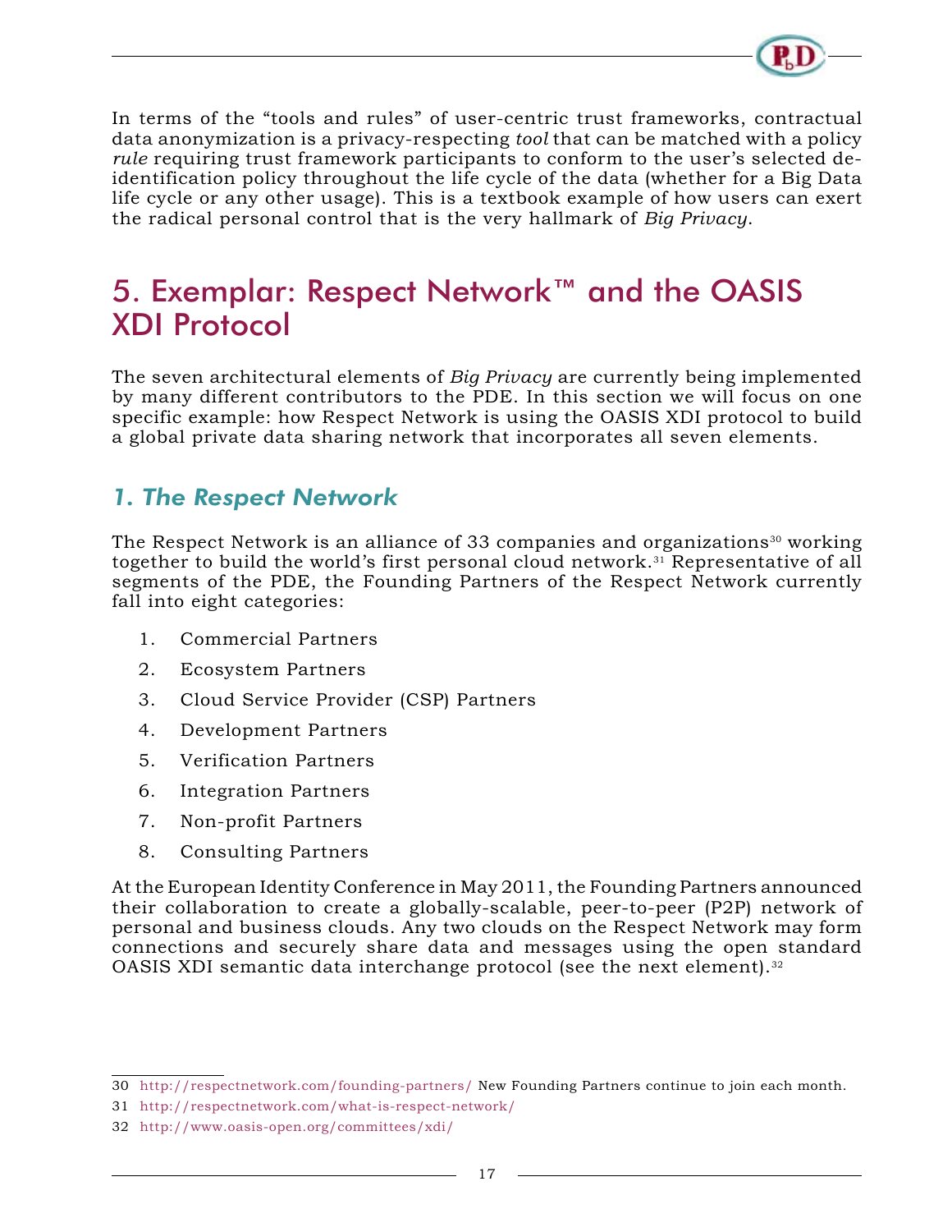In terms of the "tools and rules" of user-centric trust frameworks, contractual data anonymization is a privacy-respecting *tool* that can be matched with a policy *rule* requiring trust framework participants to conform to the user's selected de-identification policy throughout the life cycle of the data (whether for a Big Data life cycle or any other usage). This is a textbook example of how users can exert the radical personal control that is the very hallmark of *Big Privacy*.

# 5. Exemplar: Respect Network™ and the OASIS XDI Protocol

The seven architectural elements of *Big Privacy* are currently being implemented by many different contributors to the PDE. In this section we will focus on one specific example: how Respect Network is using the OASIS XDI protocol to build a global private data sharing network that incorporates all seven elements.

## *1. The Respect Network*

The Respect Network is an alliance of 33 companies and organizations[30] working together to build the world's first personal cloud network.[31] Representative of all segments of the PDE, the Founding Partners of the Respect Network currently fall into eight categories:

1. Commercial Partners
2. Ecosystem Partners
3. Cloud Service Provider (CSP) Partners
4. Development Partners
5. Verification Partners
6. Integration Partners
7. Non-profit Partners
8. Consulting Partners

At the European Identity Conference in May 2011, the Founding Partners announced their collaboration to create a globally-scalable, peer-to-peer (P2P) network of personal and business clouds. Any two clouds on the Respect Network may form connections and securely share data and messages using the open standard OASIS XDI semantic data interchange protocol (see the next element).[32]

---

30 http://respectnetwork.com/founding-partners/ New Founding Partners continue to join each month.

31 http://respectnetwork.com/what-is-respect-network/

32 http://www.oasis-open.org/committees/xdi/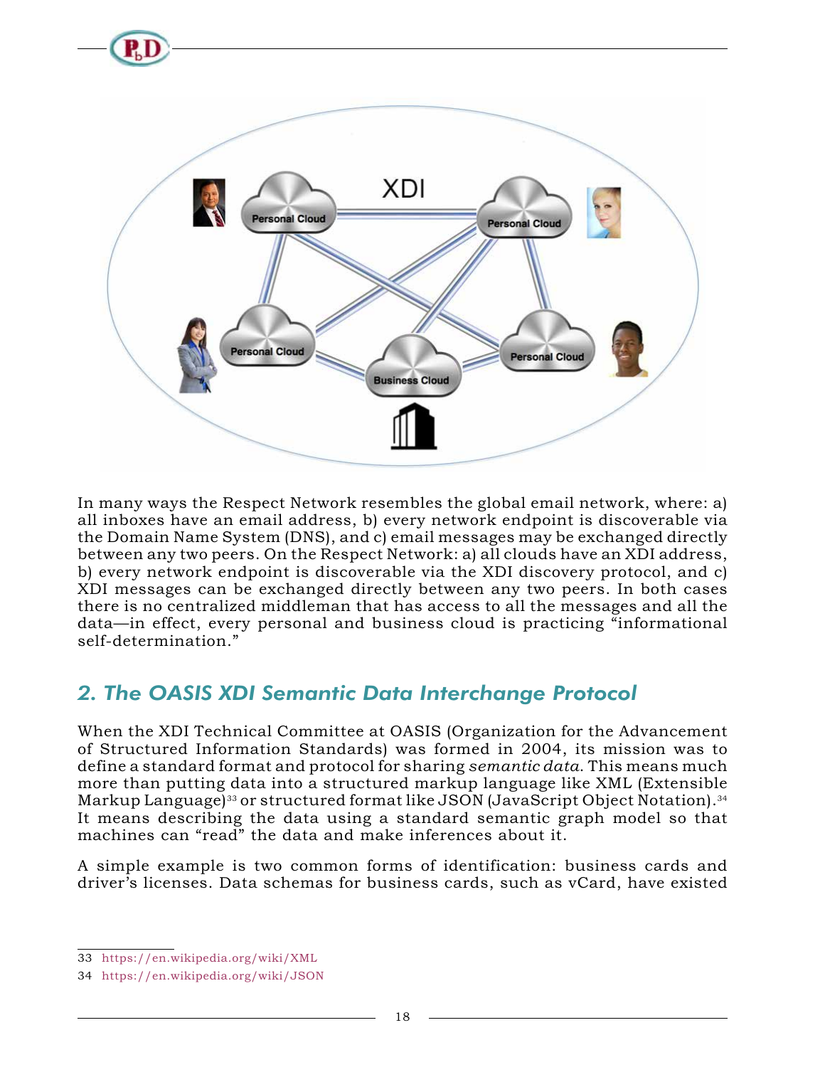In many ways the Respect Network resembles the global email network, where: a) all inboxes have an email address, b) every network endpoint is discoverable via the Domain Name System (DNS), and c) email messages may be exchanged directly between any two peers. On the Respect Network: a) all clouds have an XDI address, b) every network endpoint is discoverable via the XDI discovery protocol, and c) XDI messages can be exchanged directly between any two peers. In both cases there is no centralized middleman that has access to all the messages and all the data—in effect, every personal and business cloud is practicing "informational self-determination."

## *2. The OASIS XDI Semantic Data Interchange Protocol*

When the XDI Technical Committee at OASIS (Organization for the Advancement of Structured Information Standards) was formed in 2004, its mission was to define a standard format and protocol for sharing *semantic data*. This means much more than putting data into a structured markup language like XML (Extensible Markup Language)[33] or structured format like JSON (JavaScript Object Notation).[34] It means describing the data using a standard semantic graph model so that machines can "read" the data and make inferences about it.

A simple example is two common forms of identification: business cards and driver's licenses. Data schemas for business cards, such as vCard, have existed

33 https://en.wikipedia.org/wiki/XML

34 https://en.wikipedia.org/wiki/JSON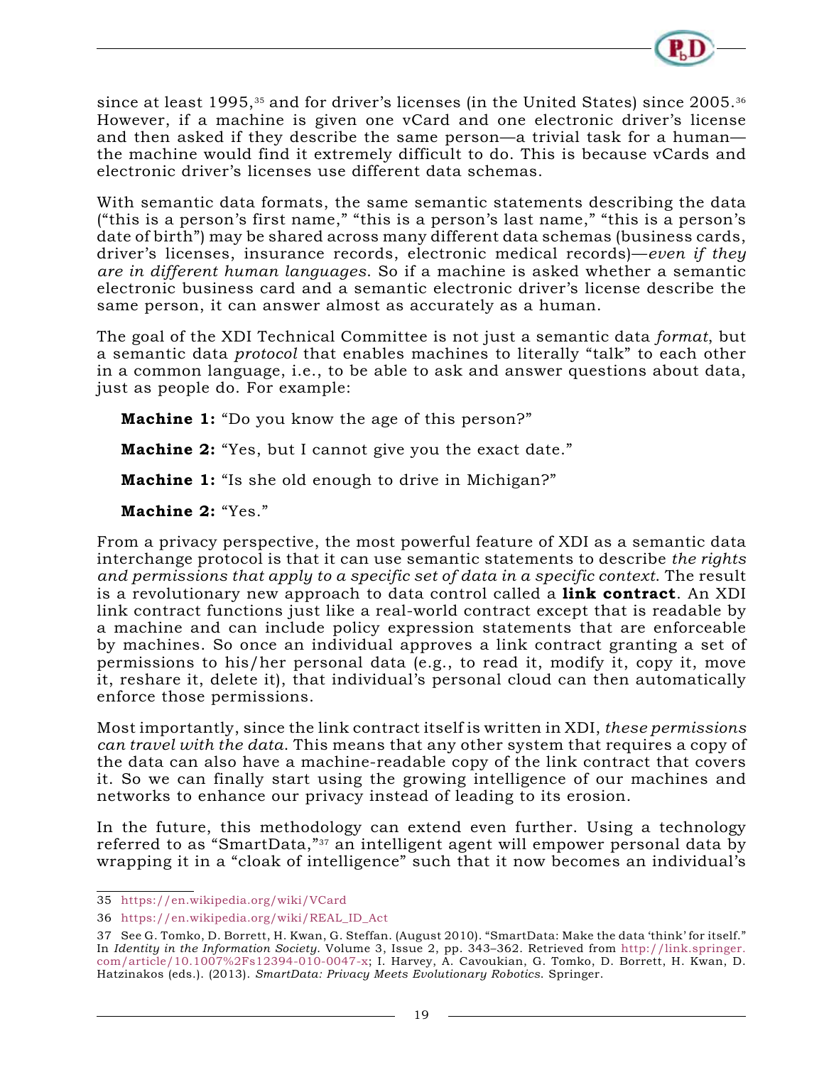since at least 1995,[35] and for driver's licenses (in the United States) since 2005.[36] However, if a machine is given one vCard and one electronic driver's license and then asked if they describe the same person—a trivial task for a human—the machine would find it extremely difficult to do. This is because vCards and electronic driver's licenses use different data schemas.

With semantic data formats, the same semantic statements describing the data ("this is a person's first name," "this is a person's last name," "this is a person's date of birth") may be shared across many different data schemas (business cards, driver's licenses, insurance records, electronic medical records)—*even if they are in different human languages*. So if a machine is asked whether a semantic electronic business card and a semantic electronic driver's license describe the same person, it can answer almost as accurately as a human.

The goal of the XDI Technical Committee is not just a semantic data *format*, but a semantic data *protocol* that enables machines to literally "talk" to each other in a common language, i.e., to be able to ask and answer questions about data, just as people do. For example:

**Machine 1:** "Do you know the age of this person?"

**Machine 2:** "Yes, but I cannot give you the exact date."

**Machine 1:** "Is she old enough to drive in Michigan?"

**Machine 2:** "Yes."

From a privacy perspective, the most powerful feature of XDI as a semantic data interchange protocol is that it can use semantic statements to describe *the rights and permissions that apply to a specific set of data in a specific context*. The result is a revolutionary new approach to data control called a **link contract**. An XDI link contract functions just like a real-world contract except that is readable by a machine and can include policy expression statements that are enforceable by machines. So once an individual approves a link contract granting a set of permissions to his/her personal data (e.g., to read it, modify it, copy it, move it, reshare it, delete it), that individual's personal cloud can then automatically enforce those permissions.

Most importantly, since the link contract itself is written in XDI, *these permissions can travel with the data*. This means that any other system that requires a copy of the data can also have a machine-readable copy of the link contract that covers it. So we can finally start using the growing intelligence of our machines and networks to enhance our privacy instead of leading to its erosion.

In the future, this methodology can extend even further. Using a technology referred to as "SmartData,"[37] an intelligent agent will empower personal data by wrapping it in a "cloak of intelligence" such that it now becomes an individual's

---

35 https://en.wikipedia.org/wiki/VCard

36 https://en.wikipedia.org/wiki/REAL_ID_Act

37 See G. Tomko, D. Borrett, H. Kwan, G. Steffan. (August 2010). "SmartData: Make the data 'think' for itself." In *Identity in the Information Society*. Volume 3, Issue 2, pp. 343–362. Retrieved from http://link.springer.com/article/10.1007%2Fs12394-010-0047-x; I. Harvey, A. Cavoukian, G. Tomko, D. Borrett, H. Kwan, D. Hatzinakos (eds.). (2013). *SmartData: Privacy Meets Evolutionary Robotics*. Springer.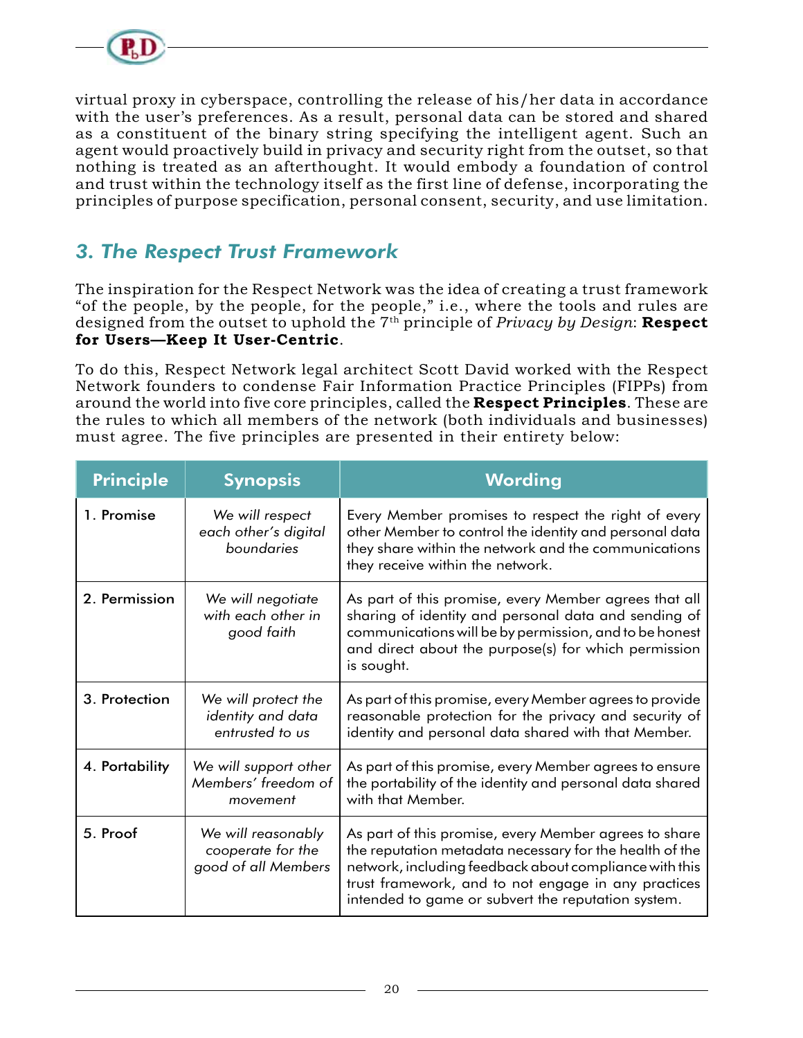virtual proxy in cyberspace, controlling the release of his/her data in accordance with the user's preferences. As a result, personal data can be stored and shared as a constituent of the binary string specifying the intelligent agent. Such an agent would proactively build in privacy and security right from the outset, so that nothing is treated as an afterthought. It would embody a foundation of control and trust within the technology itself as the first line of defense, incorporating the principles of purpose specification, personal consent, security, and use limitation.

## *3. The Respect Trust Framework*

The inspiration for the Respect Network was the idea of creating a trust framework "of the people, by the people, for the people," i.e., where the tools and rules are designed from the outset to uphold the 7th principle of *Privacy by Design*: **Respect for Users—Keep It User-Centric**.

To do this, Respect Network legal architect Scott David worked with the Respect Network founders to condense Fair Information Practice Principles (FIPPs) from around the world into five core principles, called the **Respect Principles**. These are the rules to which all members of the network (both individuals and businesses) must agree. The five principles are presented in their entirety below:

| Principle | Synopsis | Wording |
|---|---|---|
| 1. Promise | *We will respect each other's digital boundaries* | Every Member promises to respect the right of every other Member to control the identity and personal data they share within the network and the communications they receive within the network. |
| 2. Permission | *We will negotiate with each other in good faith* | As part of this promise, every Member agrees that all sharing of identity and personal data and sending of communications will be by permission, and to be honest and direct about the purpose(s) for which permission is sought. |
| 3. Protection | *We will protect the identity and data entrusted to us* | As part of this promise, every Member agrees to provide reasonable protection for the privacy and security of identity and personal data shared with that Member. |
| 4. Portability | *We will support other Members' freedom of movement* | As part of this promise, every Member agrees to ensure the portability of the identity and personal data shared with that Member. |
| 5. Proof | *We will reasonably cooperate for the good of all Members* | As part of this promise, every Member agrees to share the reputation metadata necessary for the health of the network, including feedback about compliance with this trust framework, and to not engage in any practices intended to game or subvert the reputation system. |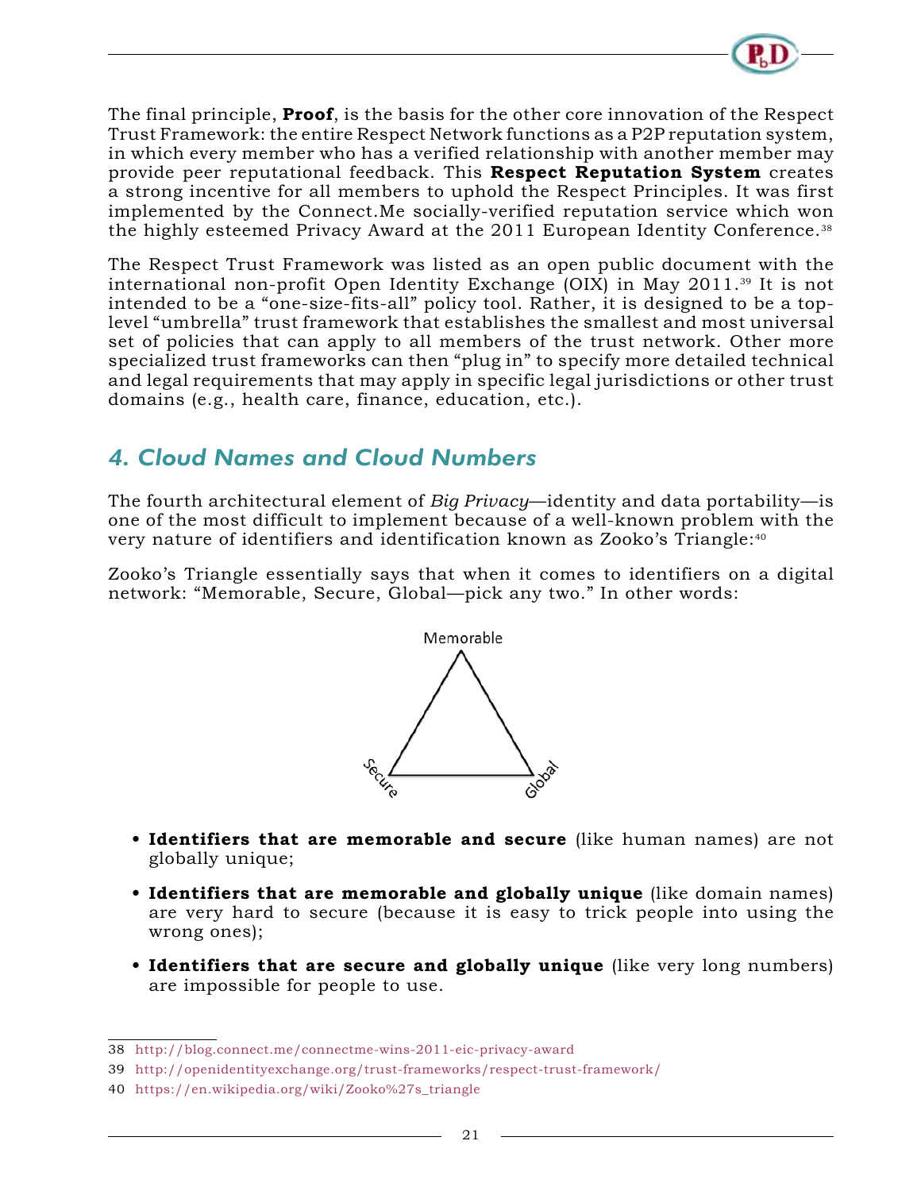The final principle, **Proof**, is the basis for the other core innovation of the Respect Trust Framework: the entire Respect Network functions as a P2P reputation system, in which every member who has a verified relationship with another member may provide peer reputational feedback. This **Respect Reputation System** creates a strong incentive for all members to uphold the Respect Principles. It was first implemented by the Connect.Me socially-verified reputation service which won the highly esteemed Privacy Award at the 2011 European Identity Conference.[38]

The Respect Trust Framework was listed as an open public document with the international non-profit Open Identity Exchange (OIX) in May 2011.[39] It is not intended to be a "one-size-fits-all" policy tool. Rather, it is designed to be a top-level "umbrella" trust framework that establishes the smallest and most universal set of policies that can apply to all members of the trust network. Other more specialized trust frameworks can then "plug in" to specify more detailed technical and legal requirements that may apply in specific legal jurisdictions or other trust domains (e.g., health care, finance, education, etc.).

## 4. Cloud Names and Cloud Numbers

The fourth architectural element of *Big Privacy*—identity and data portability—is one of the most difficult to implement because of a well-known problem with the very nature of identifiers and identification known as Zooko's Triangle:[40]

Zooko's Triangle essentially says that when it comes to identifiers on a digital network: "Memorable, Secure, Global—pick any two." In other words:

- **Identifiers that are memorable and secure** (like human names) are not globally unique;
- **Identifiers that are memorable and globally unique** (like domain names) are very hard to secure (because it is easy to trick people into using the wrong ones);
- **Identifiers that are secure and globally unique** (like very long numbers) are impossible for people to use.

38 http://blog.connect.me/connectme-wins-2011-eic-privacy-award

39 http://openidentityexchange.org/trust-frameworks/respect-trust-framework/

40 https://en.wikipedia.org/wiki/Zooko%27s_triangle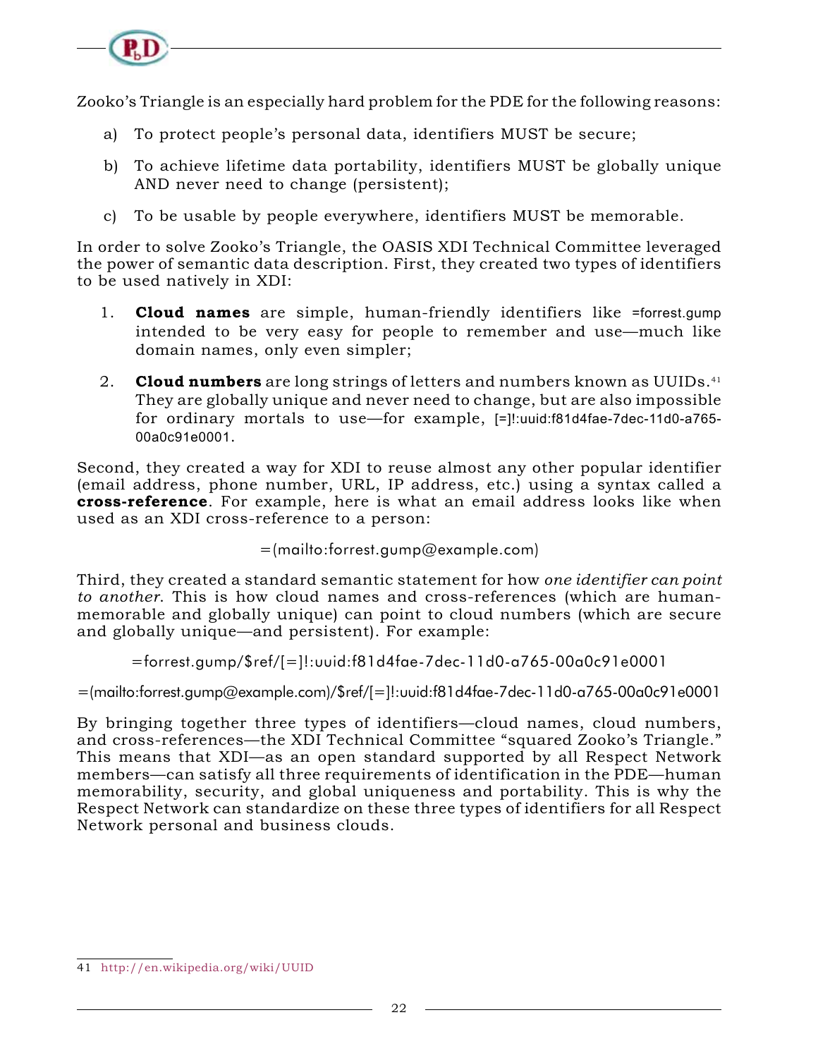Zooko's Triangle is an especially hard problem for the PDE for the following reasons:

a) To protect people's personal data, identifiers MUST be secure;

b) To achieve lifetime data portability, identifiers MUST be globally unique AND never need to change (persistent);

c) To be usable by people everywhere, identifiers MUST be memorable.

In order to solve Zooko's Triangle, the OASIS XDI Technical Committee leveraged the power of semantic data description. First, they created two types of identifiers to be used natively in XDI:

1. **Cloud names** are simple, human-friendly identifiers like =forrest.gump intended to be very easy for people to remember and use—much like domain names, only even simpler;

2. **Cloud numbers** are long strings of letters and numbers known as UUIDs.[41] They are globally unique and never need to change, but are also impossible for ordinary mortals to use—for example, [=]!:uuid:f81d4fae-7dec-11d0-a765-00a0c91e0001.

Second, they created a way for XDI to reuse almost any other popular identifier (email address, phone number, URL, IP address, etc.) using a syntax called a **cross-reference**. For example, here is what an email address looks like when used as an XDI cross-reference to a person:

=(mailto:forrest.gump@example.com)

Third, they created a standard semantic statement for how *one identifier can point to another*. This is how cloud names and cross-references (which are human-memorable and globally unique) can point to cloud numbers (which are secure and globally unique—and persistent). For example:

=forrest.gump/$ref/[=]!:uuid:f81d4fae-7dec-11d0-a765-00a0c91e0001

=(mailto:forrest.gump@example.com)/$ref/[=]!:uuid:f81d4fae-7dec-11d0-a765-00a0c91e0001

By bringing together three types of identifiers—cloud names, cloud numbers, and cross-references—the XDI Technical Committee "squared Zooko's Triangle." This means that XDI—as an open standard supported by all Respect Network members—can satisfy all three requirements of identification in the PDE—human memorability, security, and global uniqueness and portability. This is why the Respect Network can standardize on these three types of identifiers for all Respect Network personal and business clouds.

41 http://en.wikipedia.org/wiki/UUID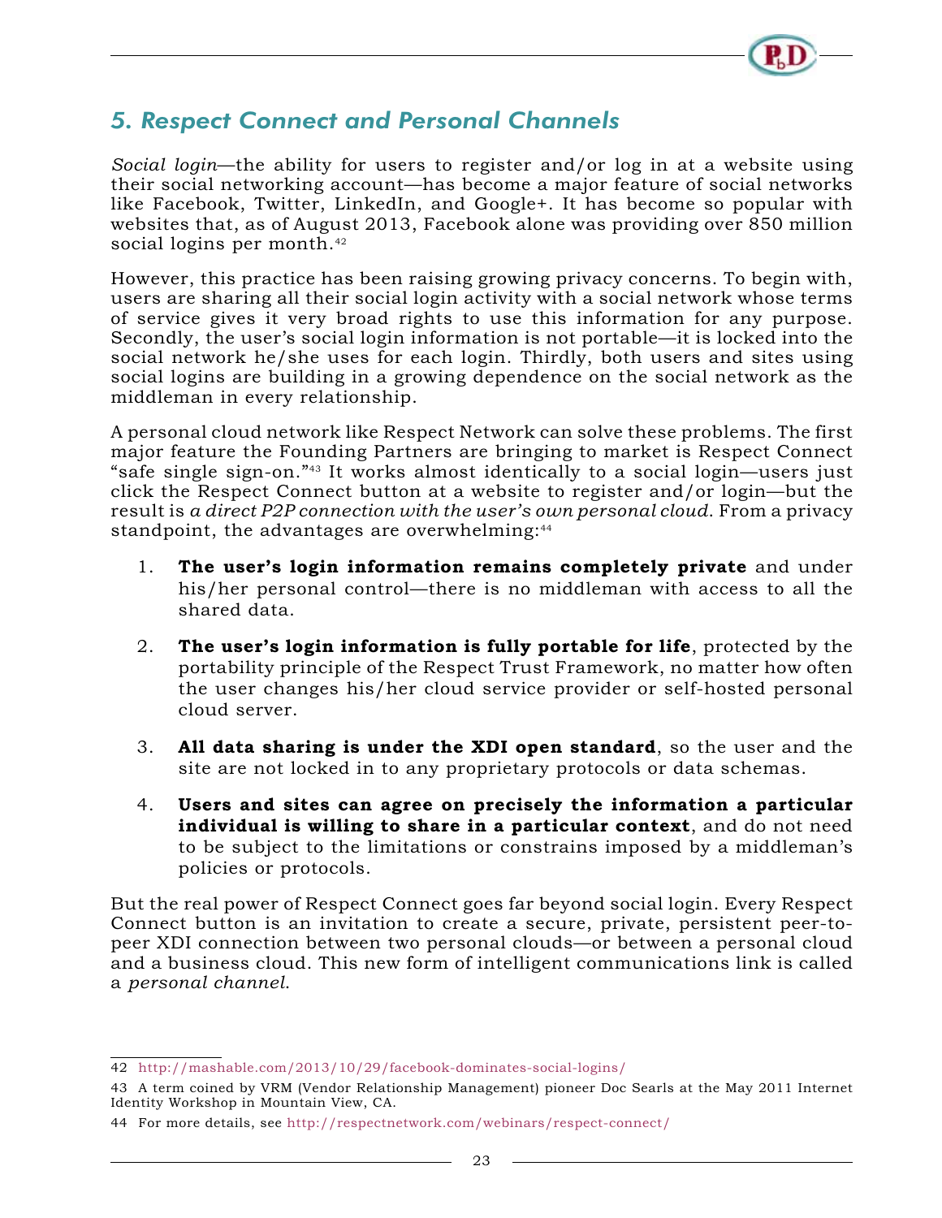## 5. Respect Connect and Personal Channels

*Social login*—the ability for users to register and/or log in at a website using their social networking account—has become a major feature of social networks like Facebook, Twitter, LinkedIn, and Google+. It has become so popular with websites that, as of August 2013, Facebook alone was providing over 850 million social logins per month.[42]

However, this practice has been raising growing privacy concerns. To begin with, users are sharing all their social login activity with a social network whose terms of service gives it very broad rights to use this information for any purpose. Secondly, the user's social login information is not portable—it is locked into the social network he/she uses for each login. Thirdly, both users and sites using social logins are building in a growing dependence on the social network as the middleman in every relationship.

A personal cloud network like Respect Network can solve these problems. The first major feature the Founding Partners are bringing to market is Respect Connect "safe single sign-on."[43] It works almost identically to a social login—users just click the Respect Connect button at a website to register and/or login—but the result is *a direct P2P connection with the user's own personal cloud*. From a privacy standpoint, the advantages are overwhelming:[44]

1. **The user's login information remains completely private** and under his/her personal control—there is no middleman with access to all the shared data.

2. **The user's login information is fully portable for life**, protected by the portability principle of the Respect Trust Framework, no matter how often the user changes his/her cloud service provider or self-hosted personal cloud server.

3. **All data sharing is under the XDI open standard**, so the user and the site are not locked in to any proprietary protocols or data schemas.

4. **Users and sites can agree on precisely the information a particular individual is willing to share in a particular context**, and do not need to be subject to the limitations or constrains imposed by a middleman's policies or protocols.

But the real power of Respect Connect goes far beyond social login. Every Respect Connect button is an invitation to create a secure, private, persistent peer-to-peer XDI connection between two personal clouds—or between a personal cloud and a business cloud. This new form of intelligent communications link is called a *personal channel*.

---

42 http://mashable.com/2013/10/29/facebook-dominates-social-logins/

43 A term coined by VRM (Vendor Relationship Management) pioneer Doc Searls at the May 2011 Internet Identity Workshop in Mountain View, CA.

44 For more details, see http://respectnetwork.com/webinars/respect-connect/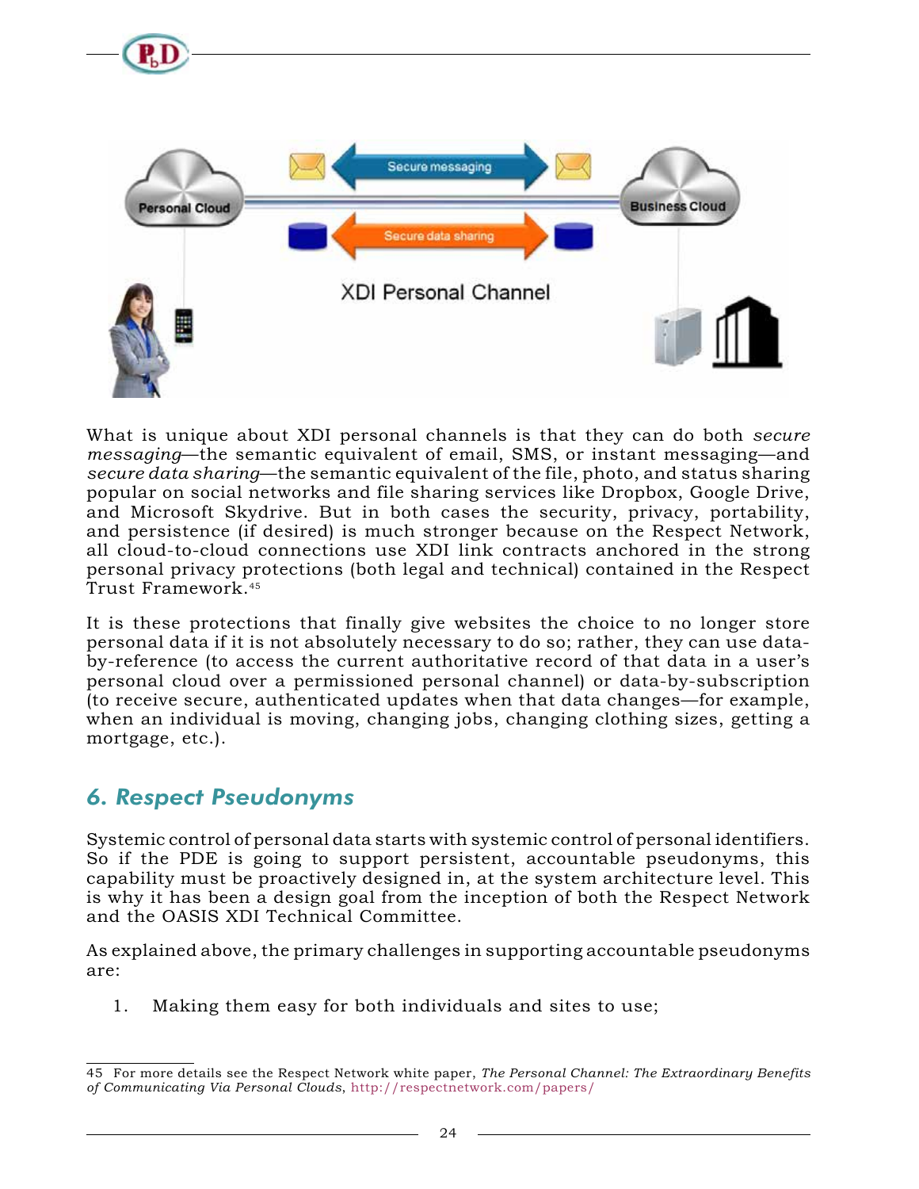What is unique about XDI personal channels is that they can do both *secure messaging*—the semantic equivalent of email, SMS, or instant messaging—and *secure data sharing*—the semantic equivalent of the file, photo, and status sharing popular on social networks and file sharing services like Dropbox, Google Drive, and Microsoft Skydrive. But in both cases the security, privacy, portability, and persistence (if desired) is much stronger because on the Respect Network, all cloud-to-cloud connections use XDI link contracts anchored in the strong personal privacy protections (both legal and technical) contained in the Respect Trust Framework.[45]

It is these protections that finally give websites the choice to no longer store personal data if it is not absolutely necessary to do so; rather, they can use data-by-reference (to access the current authoritative record of that data in a user's personal cloud over a permissioned personal channel) or data-by-subscription (to receive secure, authenticated updates when that data changes—for example, when an individual is moving, changing jobs, changing clothing sizes, getting a mortgage, etc.).

## *6. Respect Pseudonyms*

Systemic control of personal data starts with systemic control of personal identifiers. So if the PDE is going to support persistent, accountable pseudonyms, this capability must be proactively designed in, at the system architecture level. This is why it has been a design goal from the inception of both the Respect Network and the OASIS XDI Technical Committee.

As explained above, the primary challenges in supporting accountable pseudonyms are:

1. Making them easy for both individuals and sites to use;

---

45 For more details see the Respect Network white paper, *The Personal Channel: The Extraordinary Benefits of Communicating Via Personal Clouds*, http://respectnetwork.com/papers/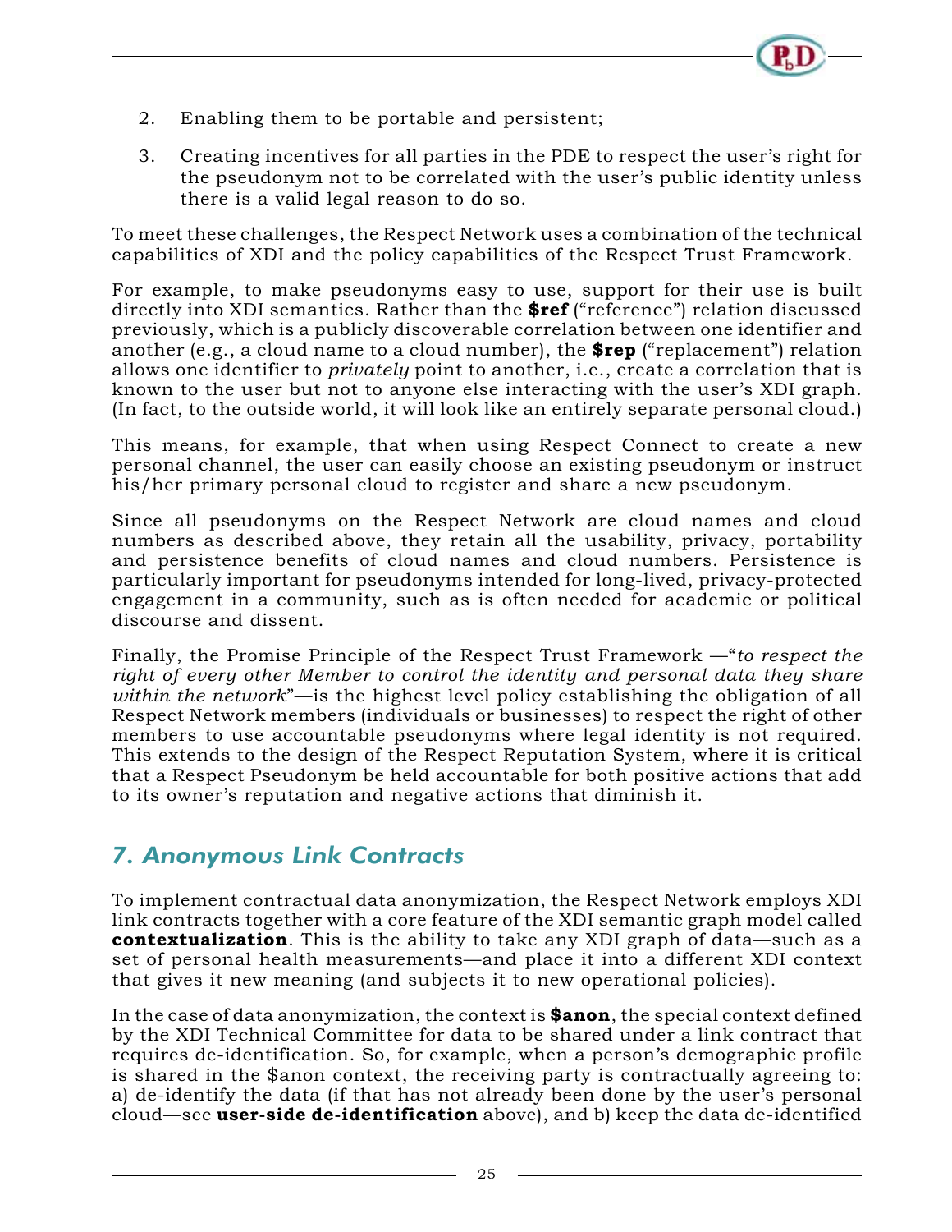2. Enabling them to be portable and persistent;
3. Creating incentives for all parties in the PDE to respect the user's right for the pseudonym not to be correlated with the user's public identity unless there is a valid legal reason to do so.

To meet these challenges, the Respect Network uses a combination of the technical capabilities of XDI and the policy capabilities of the Respect Trust Framework.

For example, to make pseudonyms easy to use, support for their use is built directly into XDI semantics. Rather than the **$ref** ("reference") relation discussed previously, which is a publicly discoverable correlation between one identifier and another (e.g., a cloud name to a cloud number), the **$rep** ("replacement") relation allows one identifier to *privately* point to another, i.e., create a correlation that is known to the user but not to anyone else interacting with the user's XDI graph. (In fact, to the outside world, it will look like an entirely separate personal cloud.)

This means, for example, that when using Respect Connect to create a new personal channel, the user can easily choose an existing pseudonym or instruct his/her primary personal cloud to register and share a new pseudonym.

Since all pseudonyms on the Respect Network are cloud names and cloud numbers as described above, they retain all the usability, privacy, portability and persistence benefits of cloud names and cloud numbers. Persistence is particularly important for pseudonyms intended for long-lived, privacy-protected engagement in a community, such as is often needed for academic or political discourse and dissent.

Finally, the Promise Principle of the Respect Trust Framework —"*to respect the right of every other Member to control the identity and personal data they share within the network*"—is the highest level policy establishing the obligation of all Respect Network members (individuals or businesses) to respect the right of other members to use accountable pseudonyms where legal identity is not required. This extends to the design of the Respect Reputation System, where it is critical that a Respect Pseudonym be held accountable for both positive actions that add to its owner's reputation and negative actions that diminish it.

## *7. Anonymous Link Contracts*

To implement contractual data anonymization, the Respect Network employs XDI link contracts together with a core feature of the XDI semantic graph model called **contextualization**. This is the ability to take any XDI graph of data—such as a set of personal health measurements—and place it into a different XDI context that gives it new meaning (and subjects it to new operational policies).

In the case of data anonymization, the context is **$anon**, the special context defined by the XDI Technical Committee for data to be shared under a link contract that requires de-identification. So, for example, when a person's demographic profile is shared in the $anon context, the receiving party is contractually agreeing to: a) de-identify the data (if that has not already been done by the user's personal cloud—see **user-side de-identification** above), and b) keep the data de-identified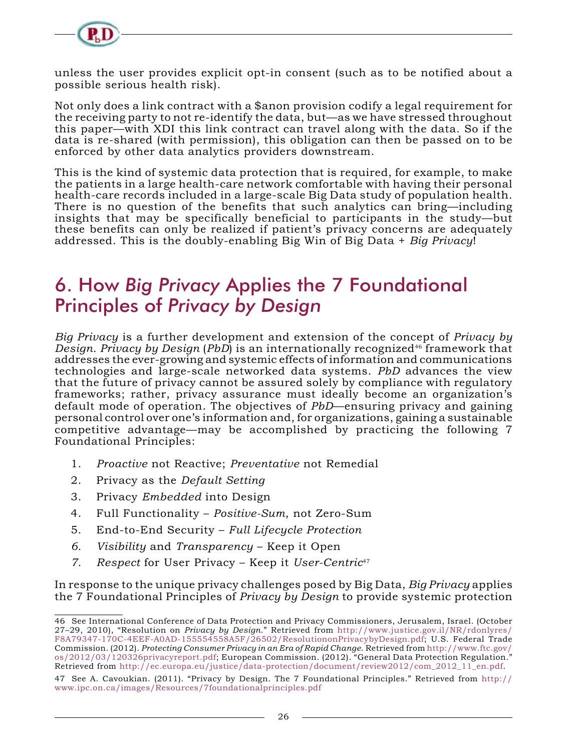unless the user provides explicit opt-in consent (such as to be notified about a possible serious health risk).

Not only does a link contract with a $anon provision codify a legal requirement for the receiving party to not re-identify the data, but—as we have stressed throughout this paper—with XDI this link contract can travel along with the data. So if the data is re-shared (with permission), this obligation can then be passed on to be enforced by other data analytics providers downstream.

This is the kind of systemic data protection that is required, for example, to make the patients in a large health-care network comfortable with having their personal health-care records included in a large-scale Big Data study of population health. There is no question of the benefits that such analytics can bring—including insights that may be specifically beneficial to participants in the study—but these benefits can only be realized if patient's privacy concerns are adequately addressed. This is the doubly-enabling Big Win of Big Data + *Big Privacy*!

# 6. How *Big Privacy* Applies the 7 Foundational Principles of *Privacy by Design*

*Big Privacy* is a further development and extension of the concept of *Privacy by Design*. *Privacy by Design* (*PbD*) is an internationally recognized[46] framework that addresses the ever-growing and systemic effects of information and communications technologies and large-scale networked data systems. *PbD* advances the view that the future of privacy cannot be assured solely by compliance with regulatory frameworks; rather, privacy assurance must ideally become an organization's default mode of operation. The objectives of *PbD*—ensuring privacy and gaining personal control over one's information and, for organizations, gaining a sustainable competitive advantage—may be accomplished by practicing the following 7 Foundational Principles:

1. *Proactive* not Reactive; *Preventative* not Remedial
2. Privacy as the *Default Setting*
3. Privacy *Embedded* into Design
4. Full Functionality – *Positive-Sum*, not Zero-Sum
5. End-to-End Security – *Full Lifecycle Protection*
6. *Visibility* and *Transparency* – Keep it Open
7. *Respect* for User Privacy – Keep it *User-Centric*[47]

In response to the unique privacy challenges posed by Big Data, *Big Privacy* applies the 7 Foundational Principles of *Privacy by Design* to provide systemic protection

---

46 See International Conference of Data Protection and Privacy Commissioners, Jerusalem, Israel. (October 27–29, 2010), "Resolution on *Privacy by Design*." Retrieved from http://www.justice.gov.il/NR/rdonlyres/F8A79347-170C-4EEF-A0AD-155554558A5F/26502/ResolutiononPrivacybyDesign.pdf; U.S. Federal Trade Commission. (2012). *Protecting Consumer Privacy in an Era of Rapid Change*. Retrieved from http://www.ftc.gov/os/2012/03/120326privacyreport.pdf; European Commission. (2012). "General Data Protection Regulation." Retrieved from http://ec.europa.eu/justice/data-protection/document/review2012/com_2012_11_en.pdf.

47 See A. Cavoukian. (2011). "Privacy by Design. The 7 Foundational Principles." Retrieved from http://www.ipc.on.ca/images/Resources/7foundationalprinciples.pdf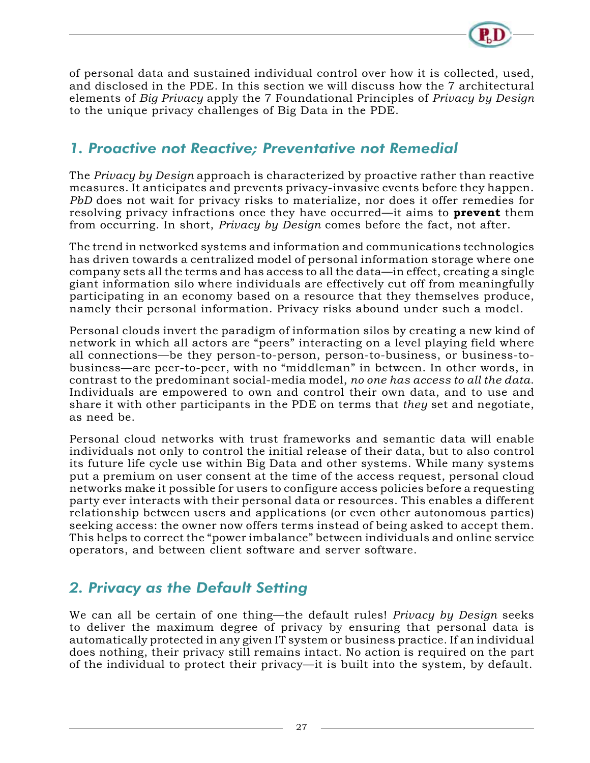of personal data and sustained individual control over how it is collected, used, and disclosed in the PDE. In this section we will discuss how the 7 architectural elements of *Big Privacy* apply the 7 Foundational Principles of *Privacy by Design* to the unique privacy challenges of Big Data in the PDE.

## 1. Proactive not Reactive; Preventative not Remedial

The *Privacy by Design* approach is characterized by proactive rather than reactive measures. It anticipates and prevents privacy-invasive events before they happen. *PbD* does not wait for privacy risks to materialize, nor does it offer remedies for resolving privacy infractions once they have occurred—it aims to **prevent** them from occurring. In short, *Privacy by Design* comes before the fact, not after.

The trend in networked systems and information and communications technologies has driven towards a centralized model of personal information storage where one company sets all the terms and has access to all the data—in effect, creating a single giant information silo where individuals are effectively cut off from meaningfully participating in an economy based on a resource that they themselves produce, namely their personal information. Privacy risks abound under such a model.

Personal clouds invert the paradigm of information silos by creating a new kind of network in which all actors are "peers" interacting on a level playing field where all connections—be they person-to-person, person-to-business, or business-to-business—are peer-to-peer, with no "middleman" in between. In other words, in contrast to the predominant social-media model, *no one has access to all the data*. Individuals are empowered to own and control their own data, and to use and share it with other participants in the PDE on terms that *they* set and negotiate, as need be.

Personal cloud networks with trust frameworks and semantic data will enable individuals not only to control the initial release of their data, but to also control its future life cycle use within Big Data and other systems. While many systems put a premium on user consent at the time of the access request, personal cloud networks make it possible for users to configure access policies before a requesting party ever interacts with their personal data or resources. This enables a different relationship between users and applications (or even other autonomous parties) seeking access: the owner now offers terms instead of being asked to accept them. This helps to correct the "power imbalance" between individuals and online service operators, and between client software and server software.

## 2. Privacy as the Default Setting

We can all be certain of one thing—the default rules! *Privacy by Design* seeks to deliver the maximum degree of privacy by ensuring that personal data is automatically protected in any given IT system or business practice. If an individual does nothing, their privacy still remains intact. No action is required on the part of the individual to protect their privacy—it is built into the system, by default.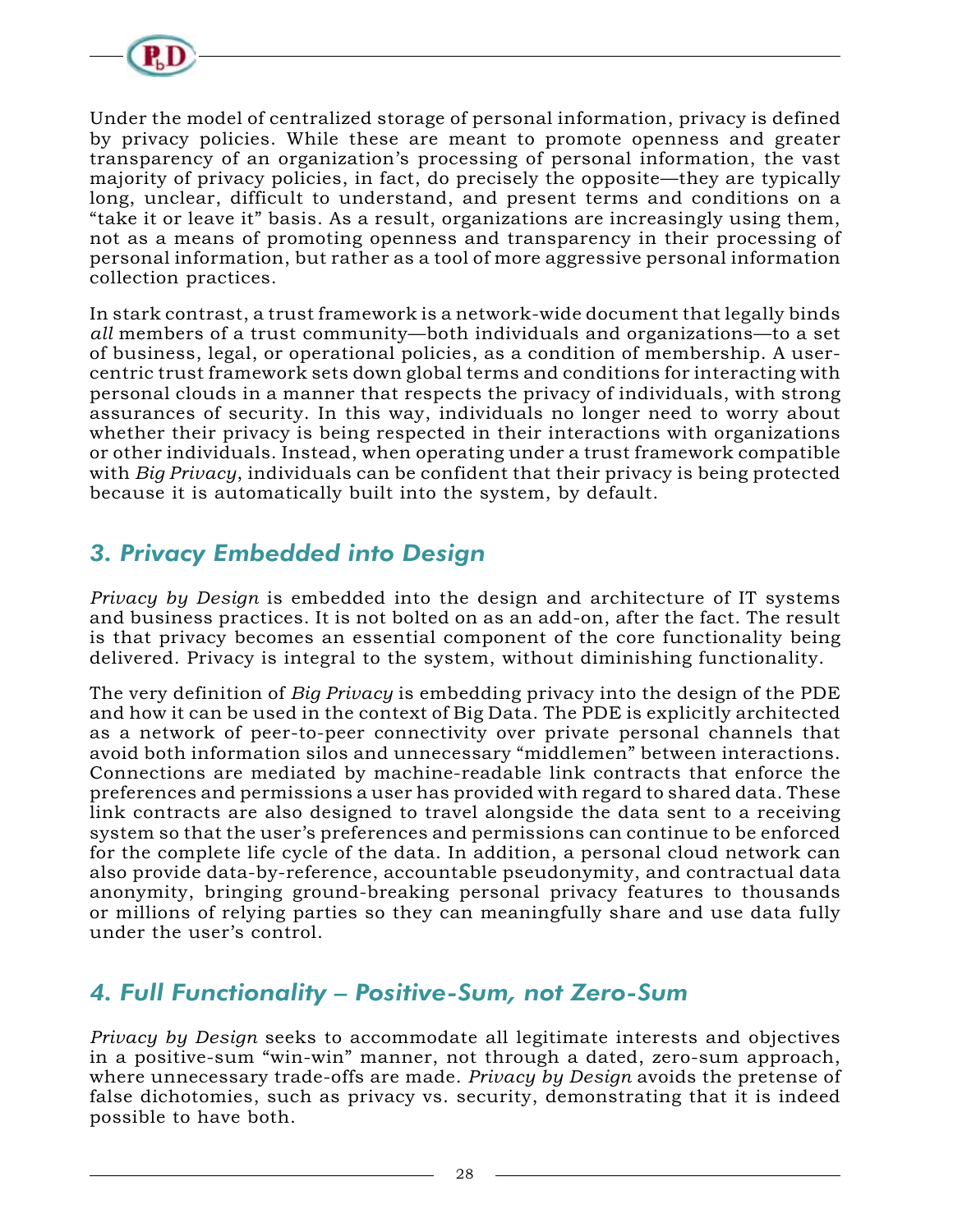Under the model of centralized storage of personal information, privacy is defined by privacy policies. While these are meant to promote openness and greater transparency of an organization's processing of personal information, the vast majority of privacy policies, in fact, do precisely the opposite—they are typically long, unclear, difficult to understand, and present terms and conditions on a "take it or leave it" basis. As a result, organizations are increasingly using them, not as a means of promoting openness and transparency in their processing of personal information, but rather as a tool of more aggressive personal information collection practices.

In stark contrast, a trust framework is a network-wide document that legally binds *all* members of a trust community—both individuals and organizations—to a set of business, legal, or operational policies, as a condition of membership. A user-centric trust framework sets down global terms and conditions for interacting with personal clouds in a manner that respects the privacy of individuals, with strong assurances of security. In this way, individuals no longer need to worry about whether their privacy is being respected in their interactions with organizations or other individuals. Instead, when operating under a trust framework compatible with *Big Privacy*, individuals can be confident that their privacy is being protected because it is automatically built into the system, by default.

## 3. Privacy Embedded into Design

*Privacy by Design* is embedded into the design and architecture of IT systems and business practices. It is not bolted on as an add-on, after the fact. The result is that privacy becomes an essential component of the core functionality being delivered. Privacy is integral to the system, without diminishing functionality.

The very definition of *Big Privacy* is embedding privacy into the design of the PDE and how it can be used in the context of Big Data. The PDE is explicitly architected as a network of peer-to-peer connectivity over private personal channels that avoid both information silos and unnecessary "middlemen" between interactions. Connections are mediated by machine-readable link contracts that enforce the preferences and permissions a user has provided with regard to shared data. These link contracts are also designed to travel alongside the data sent to a receiving system so that the user's preferences and permissions can continue to be enforced for the complete life cycle of the data. In addition, a personal cloud network can also provide data-by-reference, accountable pseudonymity, and contractual data anonymity, bringing ground-breaking personal privacy features to thousands or millions of relying parties so they can meaningfully share and use data fully under the user's control.

## 4. Full Functionality – Positive-Sum, not Zero-Sum

*Privacy by Design* seeks to accommodate all legitimate interests and objectives in a positive-sum "win-win" manner, not through a dated, zero-sum approach, where unnecessary trade-offs are made. *Privacy by Design* avoids the pretense of false dichotomies, such as privacy vs. security, demonstrating that it is indeed possible to have both.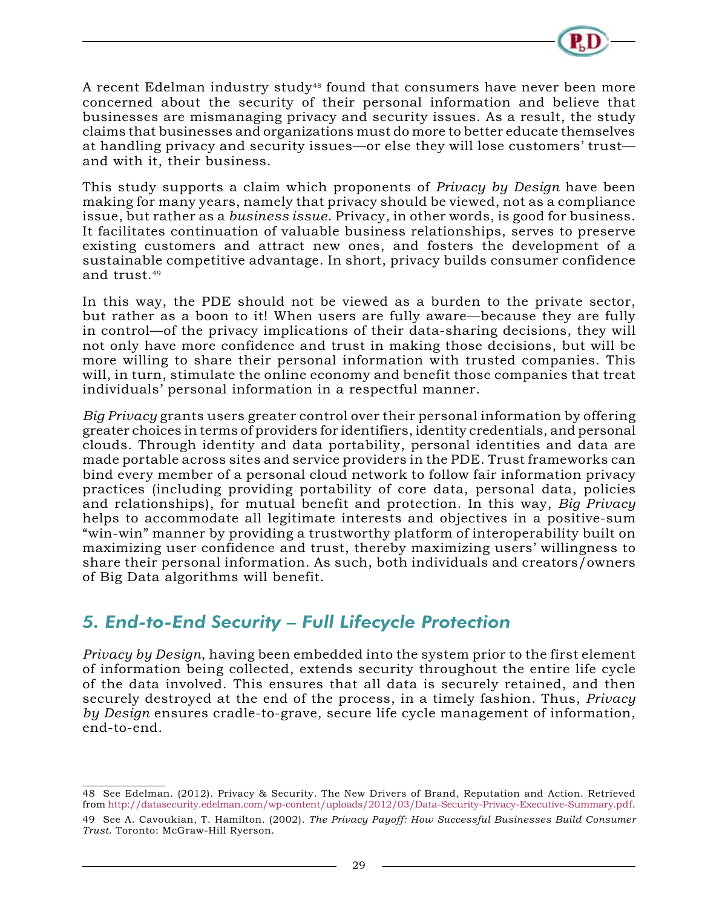A recent Edelman industry study[48] found that consumers have never been more concerned about the security of their personal information and believe that businesses are mismanaging privacy and security issues. As a result, the study claims that businesses and organizations must do more to better educate themselves at handling privacy and security issues—or else they will lose customers' trust—and with it, their business.

This study supports a claim which proponents of *Privacy by Design* have been making for many years, namely that privacy should be viewed, not as a compliance issue, but rather as a *business issue*. Privacy, in other words, is good for business. It facilitates continuation of valuable business relationships, serves to preserve existing customers and attract new ones, and fosters the development of a sustainable competitive advantage. In short, privacy builds consumer confidence and trust.[49]

In this way, the PDE should not be viewed as a burden to the private sector, but rather as a boon to it! When users are fully aware—because they are fully in control—of the privacy implications of their data-sharing decisions, they will not only have more confidence and trust in making those decisions, but will be more willing to share their personal information with trusted companies. This will, in turn, stimulate the online economy and benefit those companies that treat individuals' personal information in a respectful manner.

*Big Privacy* grants users greater control over their personal information by offering greater choices in terms of providers for identifiers, identity credentials, and personal clouds. Through identity and data portability, personal identities and data are made portable across sites and service providers in the PDE. Trust frameworks can bind every member of a personal cloud network to follow fair information privacy practices (including providing portability of core data, personal data, policies and relationships), for mutual benefit and protection. In this way, *Big Privacy* helps to accommodate all legitimate interests and objectives in a positive-sum "win-win" manner by providing a trustworthy platform of interoperability built on maximizing user confidence and trust, thereby maximizing users' willingness to share their personal information. As such, both individuals and creators/owners of Big Data algorithms will benefit.

## 5. End-to-End Security – Full Lifecycle Protection

*Privacy by Design*, having been embedded into the system prior to the first element of information being collected, extends security throughout the entire life cycle of the data involved. This ensures that all data is securely retained, and then securely destroyed at the end of the process, in a timely fashion. Thus, *Privacy by Design* ensures cradle-to-grave, secure life cycle management of information, end-to-end.

---

48 See Edelman. (2012). Privacy & Security. The New Drivers of Brand, Reputation and Action. Retrieved from http://datasecurity.edelman.com/wp-content/uploads/2012/03/Data-Security-Privacy-Executive-Summary.pdf.

49 See A. Cavoukian, T. Hamilton. (2002). *The Privacy Payoff: How Successful Businesses Build Consumer Trust*. Toronto: McGraw-Hill Ryerson.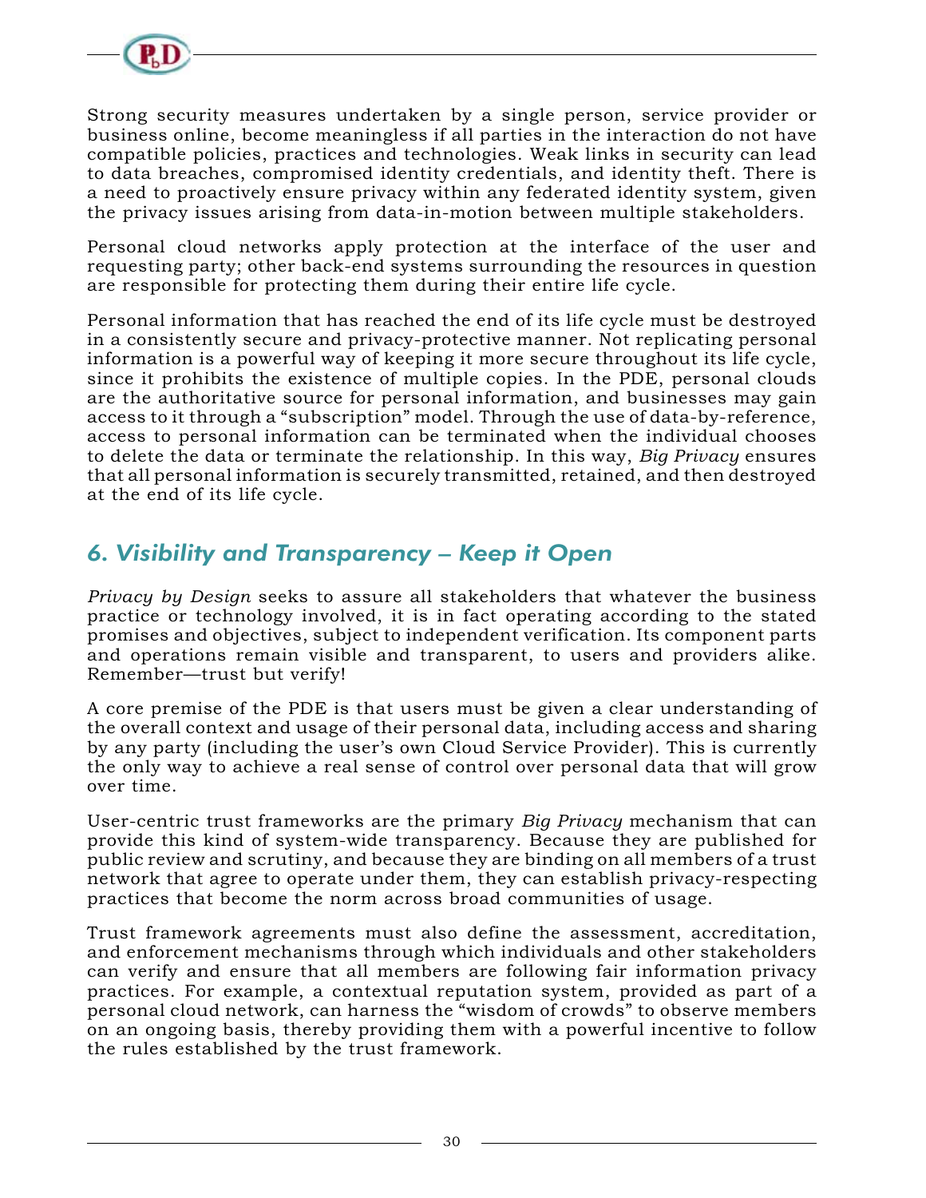Strong security measures undertaken by a single person, service provider or business online, become meaningless if all parties in the interaction do not have compatible policies, practices and technologies. Weak links in security can lead to data breaches, compromised identity credentials, and identity theft. There is a need to proactively ensure privacy within any federated identity system, given the privacy issues arising from data-in-motion between multiple stakeholders.

Personal cloud networks apply protection at the interface of the user and requesting party; other back-end systems surrounding the resources in question are responsible for protecting them during their entire life cycle.

Personal information that has reached the end of its life cycle must be destroyed in a consistently secure and privacy-protective manner. Not replicating personal information is a powerful way of keeping it more secure throughout its life cycle, since it prohibits the existence of multiple copies. In the PDE, personal clouds are the authoritative source for personal information, and businesses may gain access to it through a "subscription" model. Through the use of data-by-reference, access to personal information can be terminated when the individual chooses to delete the data or terminate the relationship. In this way, *Big Privacy* ensures that all personal information is securely transmitted, retained, and then destroyed at the end of its life cycle.

## 6. Visibility and Transparency – Keep it Open

*Privacy by Design* seeks to assure all stakeholders that whatever the business practice or technology involved, it is in fact operating according to the stated promises and objectives, subject to independent verification. Its component parts and operations remain visible and transparent, to users and providers alike. Remember—trust but verify!

A core premise of the PDE is that users must be given a clear understanding of the overall context and usage of their personal data, including access and sharing by any party (including the user's own Cloud Service Provider). This is currently the only way to achieve a real sense of control over personal data that will grow over time.

User-centric trust frameworks are the primary *Big Privacy* mechanism that can provide this kind of system-wide transparency. Because they are published for public review and scrutiny, and because they are binding on all members of a trust network that agree to operate under them, they can establish privacy-respecting practices that become the norm across broad communities of usage.

Trust framework agreements must also define the assessment, accreditation, and enforcement mechanisms through which individuals and other stakeholders can verify and ensure that all members are following fair information privacy practices. For example, a contextual reputation system, provided as part of a personal cloud network, can harness the "wisdom of crowds" to observe members on an ongoing basis, thereby providing them with a powerful incentive to follow the rules established by the trust framework.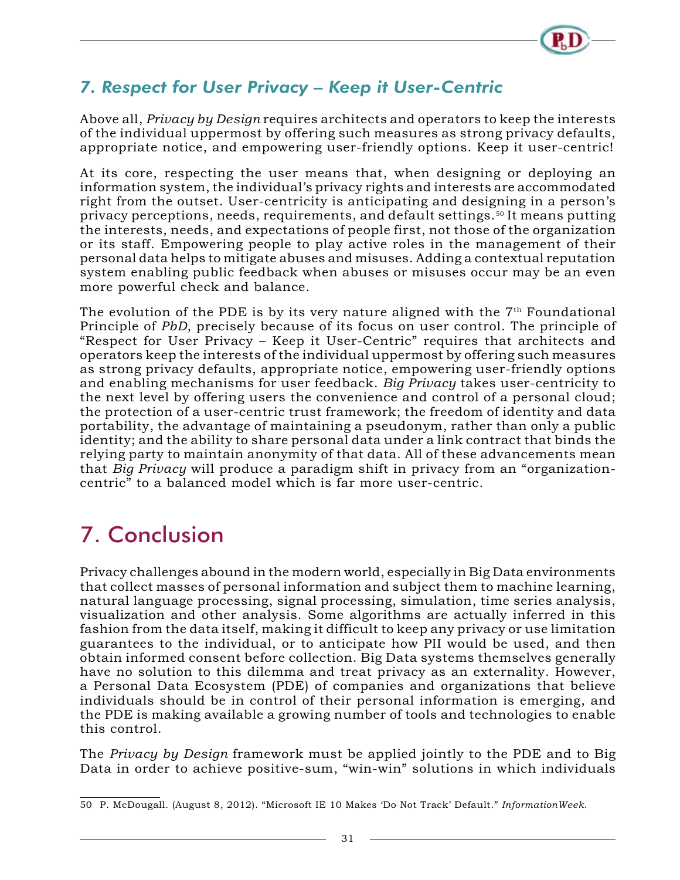### *7. Respect for User Privacy – Keep it User-Centric*

Above all, *Privacy by Design* requires architects and operators to keep the interests of the individual uppermost by offering such measures as strong privacy defaults, appropriate notice, and empowering user-friendly options. Keep it user-centric!

At its core, respecting the user means that, when designing or deploying an information system, the individual's privacy rights and interests are accommodated right from the outset. User-centricity is anticipating and designing in a person's privacy perceptions, needs, requirements, and default settings.[50] It means putting the interests, needs, and expectations of people first, not those of the organization or its staff. Empowering people to play active roles in the management of their personal data helps to mitigate abuses and misuses. Adding a contextual reputation system enabling public feedback when abuses or misuses occur may be an even more powerful check and balance.

The evolution of the PDE is by its very nature aligned with the 7th Foundational Principle of *PbD*, precisely because of its focus on user control. The principle of "Respect for User Privacy – Keep it User-Centric" requires that architects and operators keep the interests of the individual uppermost by offering such measures as strong privacy defaults, appropriate notice, empowering user-friendly options and enabling mechanisms for user feedback. *Big Privacy* takes user-centricity to the next level by offering users the convenience and control of a personal cloud; the protection of a user-centric trust framework; the freedom of identity and data portability, the advantage of maintaining a pseudonym, rather than only a public identity; and the ability to share personal data under a link contract that binds the relying party to maintain anonymity of that data. All of these advancements mean that *Big Privacy* will produce a paradigm shift in privacy from an "organization-centric" to a balanced model which is far more user-centric.

# 7. Conclusion

Privacy challenges abound in the modern world, especially in Big Data environments that collect masses of personal information and subject them to machine learning, natural language processing, signal processing, simulation, time series analysis, visualization and other analysis. Some algorithms are actually inferred in this fashion from the data itself, making it difficult to keep any privacy or use limitation guarantees to the individual, or to anticipate how PII would be used, and then obtain informed consent before collection. Big Data systems themselves generally have no solution to this dilemma and treat privacy as an externality. However, a Personal Data Ecosystem (PDE) of companies and organizations that believe individuals should be in control of their personal information is emerging, and the PDE is making available a growing number of tools and technologies to enable this control.

The *Privacy by Design* framework must be applied jointly to the PDE and to Big Data in order to achieve positive-sum, "win-win" solutions in which individuals

---

50 P. McDougall. (August 8, 2012). "Microsoft IE 10 Makes 'Do Not Track' Default." *InformationWeek*.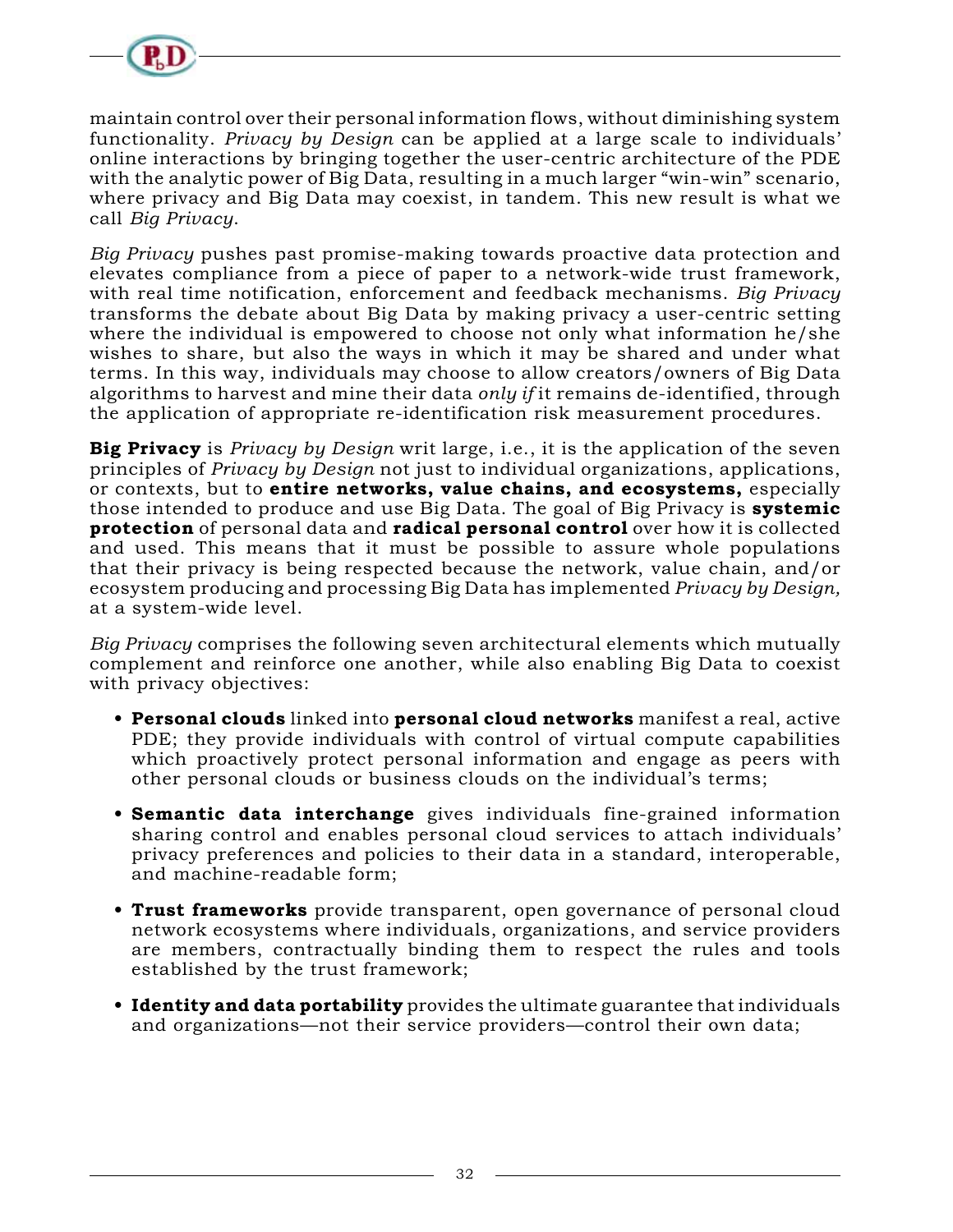maintain control over their personal information flows, without diminishing system functionality. *Privacy by Design* can be applied at a large scale to individuals' online interactions by bringing together the user-centric architecture of the PDE with the analytic power of Big Data, resulting in a much larger "win-win" scenario, where privacy and Big Data may coexist, in tandem. This new result is what we call *Big Privacy*.

*Big Privacy* pushes past promise-making towards proactive data protection and elevates compliance from a piece of paper to a network-wide trust framework, with real time notification, enforcement and feedback mechanisms. *Big Privacy* transforms the debate about Big Data by making privacy a user-centric setting where the individual is empowered to choose not only what information he/she wishes to share, but also the ways in which it may be shared and under what terms. In this way, individuals may choose to allow creators/owners of Big Data algorithms to harvest and mine their data *only if* it remains de-identified, through the application of appropriate re-identification risk measurement procedures.

**Big Privacy** is *Privacy by Design* writ large, i.e., it is the application of the seven principles of *Privacy by Design* not just to individual organizations, applications, or contexts, but to **entire networks, value chains, and ecosystems,** especially those intended to produce and use Big Data. The goal of Big Privacy is **systemic protection** of personal data and **radical personal control** over how it is collected and used. This means that it must be possible to assure whole populations that their privacy is being respected because the network, value chain, and/or ecosystem producing and processing Big Data has implemented *Privacy by Design,* at a system-wide level.

*Big Privacy* comprises the following seven architectural elements which mutually complement and reinforce one another, while also enabling Big Data to coexist with privacy objectives:

- **Personal clouds** linked into **personal cloud networks** manifest a real, active PDE; they provide individuals with control of virtual compute capabilities which proactively protect personal information and engage as peers with other personal clouds or business clouds on the individual's terms;
- **Semantic data interchange** gives individuals fine-grained information sharing control and enables personal cloud services to attach individuals' privacy preferences and policies to their data in a standard, interoperable, and machine-readable form;
- **Trust frameworks** provide transparent, open governance of personal cloud network ecosystems where individuals, organizations, and service providers are members, contractually binding them to respect the rules and tools established by the trust framework;
- **Identity and data portability** provides the ultimate guarantee that individuals and organizations—not their service providers—control their own data;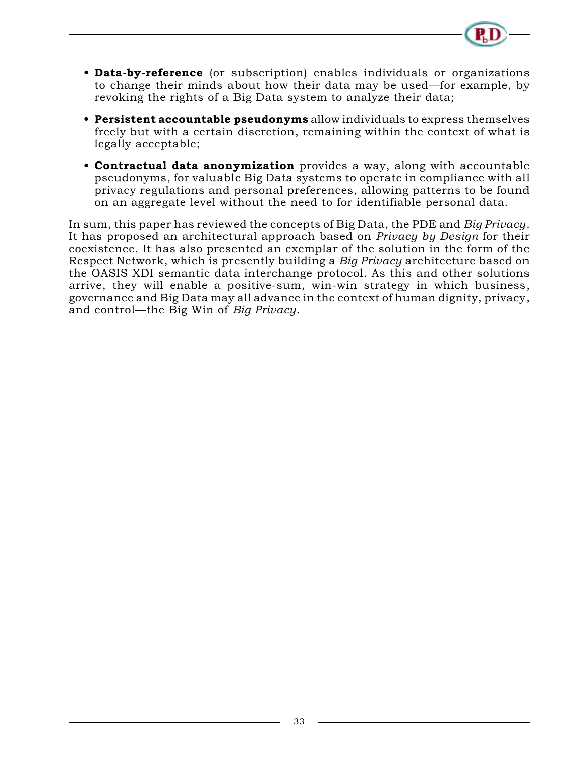- **Data-by-reference** (or subscription) enables individuals or organizations to change their minds about how their data may be used—for example, by revoking the rights of a Big Data system to analyze their data;
- **Persistent accountable pseudonyms** allow individuals to express themselves freely but with a certain discretion, remaining within the context of what is legally acceptable;
- **Contractual data anonymization** provides a way, along with accountable pseudonyms, for valuable Big Data systems to operate in compliance with all privacy regulations and personal preferences, allowing patterns to be found on an aggregate level without the need to for identifiable personal data.

In sum, this paper has reviewed the concepts of Big Data, the PDE and *Big Privacy*. It has proposed an architectural approach based on *Privacy by Design* for their coexistence. It has also presented an exemplar of the solution in the form of the Respect Network, which is presently building a *Big Privacy* architecture based on the OASIS XDI semantic data interchange protocol. As this and other solutions arrive, they will enable a positive-sum, win-win strategy in which business, governance and Big Data may all advance in the context of human dignity, privacy, and control—the Big Win of *Big Privacy*.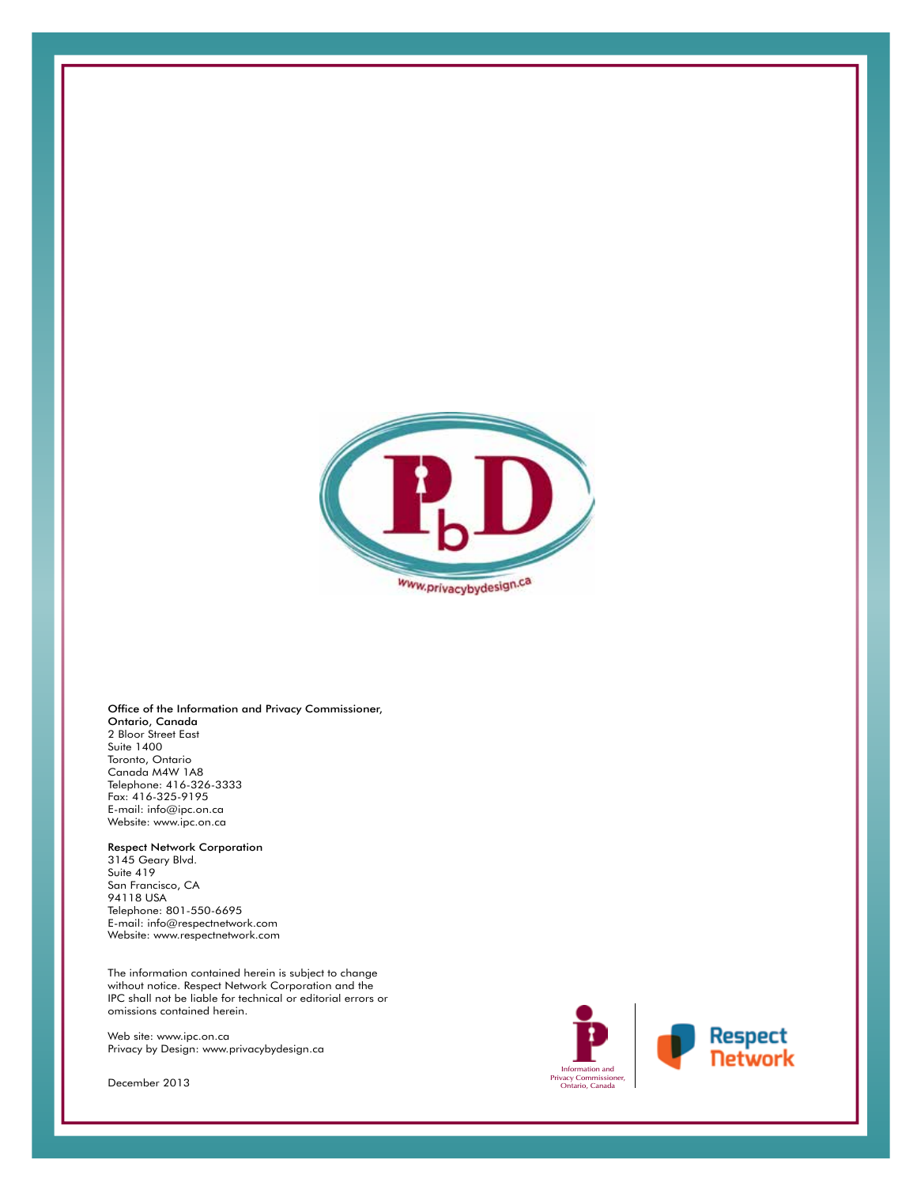www.privacybydesign.ca

**Office of the Information and Privacy Commissioner, Ontario, Canada**
2 Bloor Street East
Suite 1400
Toronto, Ontario
Canada M4W 1A8
Telephone: 416-326-3333
Fax: 416-325-9195
E-mail: info@ipc.on.ca
Website: www.ipc.on.ca

**Respect Network Corporation**
3145 Geary Blvd.
Suite 419
San Francisco, CA
94118 USA
Telephone: 801-550-6695
E-mail: info@respectnetwork.com
Website: www.respectnetwork.com

The information contained herein is subject to change without notice. Respect Network Corporation and the IPC shall not be liable for technical or editorial errors or omissions contained herein.

Web site: www.ipc.on.ca
Privacy by Design: www.privacybydesign.ca

December 2013

Information and Privacy Commissioner, Ontario, Canada

Respect Network